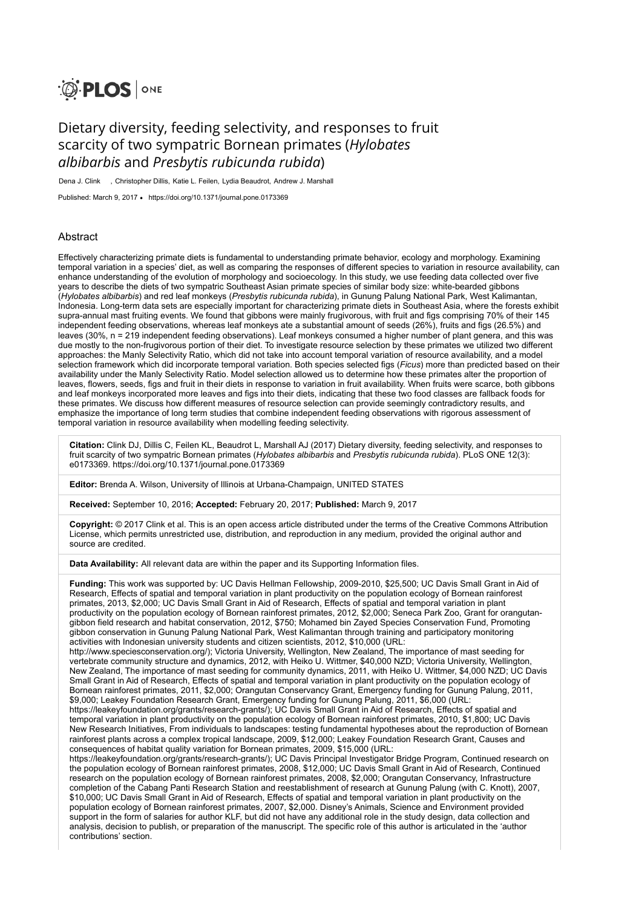PLOS | ONE

# Dietary diversity, feeding selectivity, and responses to fruit scarcity of two sympatric Bornean primates (*Hylobates albibarbis* and *Presbytis rubicunda rubida*)

Dena J. Clink , Christopher Dillis, Katie L. Feilen, Lydia Beaudrot, Andrew J. Marshall

Published: March 9, 2017 • https://doi.org/10.1371/journal.pone.0173369

## Abstract

Effectively characterizing primate diets is fundamental to understanding primate behavior, ecology and morphology. Examining temporal variation in a species' diet, as well as comparing the responses of different species to variation in resource availability, can enhance understanding of the evolution of morphology and socioecology. In this study, we use feeding data collected over five years to describe the diets of two sympatric Southeast Asian primate species of similar body size: white-bearded gibbons (*Hylobates albibarbis*) and red leaf monkeys (*Presbytis rubicunda rubida*), in Gunung Palung National Park, West Kalimantan, Indonesia. Long-term data sets are especially important for characterizing primate diets in Southeast Asia, where the forests exhibit supra-annual mast fruiting events. We found that gibbons were mainly frugivorous, with fruit and figs comprising 70% of their 145 independent feeding observations, whereas leaf monkeys ate a substantial amount of seeds (26%), fruits and figs (26.5%) and leaves (30%, n = 219 independent feeding observations). Leaf monkeys consumed a higher number of plant genera, and this was due mostly to the non-frugivorous portion of their diet. To investigate resource selection by these primates we utilized two different approaches: the Manly Selectivity Ratio, which did not take into account temporal variation of resource availability, and a model selection framework which did incorporate temporal variation. Both species selected figs (*Ficus*) more than predicted based on their availability under the Manly Selectivity Ratio. Model selection allowed us to determine how these primates alter the proportion of leaves, flowers, seeds, figs and fruit in their diets in response to variation in fruit availability. When fruits were scarce, both gibbons and leaf monkeys incorporated more leaves and figs into their diets, indicating that these two food classes are fallback foods for these primates. We discuss how different measures of resource selection can provide seemingly contradictory results, and emphasize the importance of long term studies that combine independent feeding observations with rigorous assessment of temporal variation in resource availability when modelling feeding selectivity.

**Citation:** Clink DJ, Dillis C, Feilen KL, Beaudrot L, Marshall AJ (2017) Dietary diversity, feeding selectivity, and responses to fruit scarcity of two sympatric Bornean primates (*Hylobates albibarbis* and *Presbytis rubicunda rubida*). PLoS ONE 12(3): e0173369. https://doi.org/10.1371/journal.pone.0173369

**Editor:** Brenda A. Wilson, University of Illinois at Urbana-Champaign, UNITED STATES

**Received:** September 10, 2016; **Accepted:** February 20, 2017; **Published:** March 9, 2017

**Copyright:** © 2017 Clink et al. This is an open access article distributed under the terms of the Creative Commons Attribution License, which permits unrestricted use, distribution, and reproduction in any medium, provided the original author and source are credited.

**Data Availability:** All relevant data are within the paper and its Supporting Information files.

**Funding:** This work was supported by: UC Davis Hellman Fellowship, 2009-2010, $25,500; UC Davis Small Grant in Aid of Research, Effects of spatial and temporal variation in plant productivity on the population ecology of Bornean rainforest primates, 2013, $2,000; UC Davis Small Grant in Aid of Research, Effects of spatial and temporal variation in plant productivity on the population ecology of Bornean rainforest primates, 2012, $2,000; Seneca Park Zoo, Grant for orangutan-gibbon field research and habitat conservation, 2012, $750; Mohamed bin Zayed Species Conservation Fund, Promoting gibbon conservation in Gunung Palung National Park, West Kalimantan through training and participatory monitoring activities with Indonesian university students and citizen scientists, 2012, $10,000 (URL: http://www.speciesconservation.org/); Victoria University, Wellington, New Zealand, The importance of mast seeding for vertebrate community structure and dynamics, 2012, with Heiko U. Wittmer, $40,000 NZD; Victoria University, Wellington, New Zealand, The importance of mast seeding for community dynamics, 2011, with Heiko U. Wittmer, $4,000 NZD; UC Davis Small Grant in Aid of Research, Effects of spatial and temporal variation in plant productivity on the population ecology of Bornean rainforest primates, 2011, $2,000; Orangutan Conservancy Grant, Emergency funding for Gunung Palung, 2011, $9,000; Leakey Foundation Research Grant, Emergency funding for Gunung Palung, 2011, $6,000 (URL: https://leakeyfoundation.org/grants/research-grants/); UC Davis Small Grant in Aid of Research, Effects of spatial and temporal variation in plant productivity on the population ecology of Bornean rainforest primates, 2010, $1,800; UC Davis New Research Initiatives, From individuals to landscapes: testing fundamental hypotheses about the reproduction of Bornean rainforest plants across a complex tropical landscape, 2009, $12,000; Leakey Foundation Research Grant, Causes and consequences of habitat quality variation for Bornean primates, 2009, $15,000 (URL: https://leakeyfoundation.org/grants/research-grants/); UC Davis Principal Investigator Bridge Program, Continued research on the population ecology of Bornean rainforest primates, 2008, $12,000; UC Davis Small Grant in Aid of Research, Continued research on the population ecology of Bornean rainforest primates, 2008, $2,000; Orangutan Conservancy, Infrastructure completion of the Cabang Panti Research Station and reestablishment of research at Gunung Palung (with C. Knott), 2007, $10,000; UC Davis Small Grant in Aid of Research, Effects of spatial and temporal variation in plant productivity on the population ecology of Bornean rainforest primates, 2007, $2,000. Disney's Animals, Science and Environment provided support in the form of salaries for author KLF, but did not have any additional role in the study design, data collection and analysis, decision to publish, or preparation of the manuscript. The specific role of this author is articulated in the 'author contributions' section.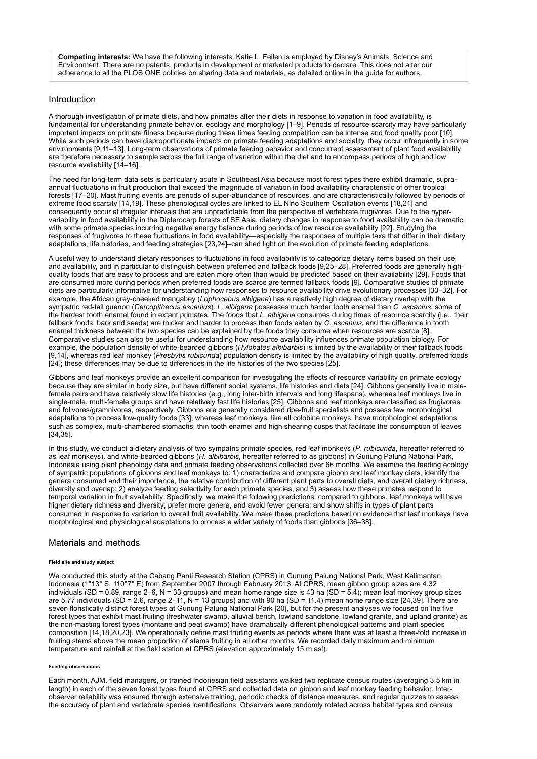**Competing interests:** We have the following interests. Katie L. Feilen is employed by Disney's Animals, Science and Environment. There are no patents, products in development or marketed products to declare. This does not alter our adherence to all the PLOS ONE policies on sharing data and materials, as detailed online in the guide for authors.

## Introduction

A thorough investigation of primate diets, and how primates alter their diets in response to variation in food availability, is fundamental for understanding primate behavior, ecology and morphology [1–9]. Periods of resource scarcity may have particularly important impacts on primate fitness because during these times feeding competition can be intense and food quality poor [10]. While such periods can have disproportionate impacts on primate feeding adaptations and sociality, they occur infrequently in some environments [9,11–13]. Long-term observations of primate feeding behavior and concurrent assessment of plant food availability are therefore necessary to sample across the full range of variation within the diet and to encompass periods of high and low resource availability [14–16].

The need for long-term data sets is particularly acute in Southeast Asia because most forest types there exhibit dramatic, supra-annual fluctuations in fruit production that exceed the magnitude of variation in food availability characteristic of other tropical forests [17–20]. Mast fruiting events are periods of super-abundance of resources, and are characteristically followed by periods of extreme food scarcity [14,19]. These phenological cycles are linked to EL Niño Southern Oscillation events [18,21] and consequently occur at irregular intervals that are unpredictable from the perspective of vertebrate frugivores. Due to the hyper-variability in food availability in the Dipterocarp forests of SE Asia, dietary changes in response to food availability can be dramatic, with some primate species incurring negative energy balance during periods of low resource availability [22]. Studying the responses of frugivores to these fluctuations in food availability—especially the responses of multiple taxa that differ in their dietary adaptations, life histories, and feeding strategies [23,24]–can shed light on the evolution of primate feeding adaptations.

A useful way to understand dietary responses to fluctuations in food availability is to categorize dietary items based on their use and availability, and in particular to distinguish between preferred and fallback foods [9,25–28]. Preferred foods are generally high-quality foods that are easy to process and are eaten more often than would be predicted based on their availability [29]. Foods that are consumed more during periods when preferred foods are scarce are termed fallback foods [9]. Comparative studies of primate diets are particularly informative for understanding how responses to resource availability drive evolutionary processes [30–32]. For example, the African grey-cheeked mangabey (*Lophocebus albigena*) has a relatively high degree of dietary overlap with the sympatric red-tail guenon (*Cercopithecus ascanius*). *L. albigena* possesses much harder tooth enamel than *C. ascanius*, some of the hardest tooth enamel found in extant primates. The foods that *L. albigena* consumes during times of resource scarcity (i.e., their fallback foods: bark and seeds) are thicker and harder to process than foods eaten by *C. ascanius*, and the difference in tooth enamel thickness between the two species can be explained by the foods they consume when resources are scarce [8]. Comparative studies can also be useful for understanding how resource availability influences primate population biology. For example, the population density of white-bearded gibbons (*Hylobates albibarbis*) is limited by the availability of their fallback foods [9,14], whereas red leaf monkey (*Presbytis rubicunda*) population density is limited by the availability of high quality, preferred foods [24]; these differences may be due to differences in the life histories of the two species [25].

Gibbons and leaf monkeys provide an excellent comparison for investigating the effects of resource variability on primate ecology because they are similar in body size, but have different social systems, life histories and diets [24]. Gibbons generally live in male-female pairs and have relatively slow life histories (e.g., long inter-birth intervals and long lifespans), whereas leaf monkeys live in single-male, multi-female groups and have relatively fast life histories [25]. Gibbons and leaf monkeys are classified as frugivores and folivores/gramnivores, respectively. Gibbons are generally considered ripe-fruit specialists and possess few morphological adaptations to process low-quality foods [33], whereas leaf monkeys, like all colobine monkeys, have morphological adaptations such as complex, multi-chambered stomachs, thin tooth enamel and high shearing cusps that facilitate the consumption of leaves [34,35].

In this study, we conduct a dietary analysis of two sympatric primate species, red leaf monkeys (*P. rubicunda*, hereafter referred to as leaf monkeys), and white-bearded gibbons (*H. albibarbis*, hereafter referred to as gibbons) in Gunung Palung National Park, Indonesia using plant phenology data and primate feeding observations collected over 66 months. We examine the feeding ecology of sympatric populations of gibbons and leaf monkeys to: 1) characterize and compare gibbon and leaf monkey diets, identify the genera consumed and their importance, the relative contribution of different plant parts to overall diets, and overall dietary richness, diversity and overlap; 2) analyze feeding selectivity for each primate species; and 3) assess how these primates respond to temporal variation in fruit availability. Specifically, we make the following predictions: compared to gibbons, leaf monkeys will have higher dietary richness and diversity; prefer more genera, and avoid fewer genera; and show shifts in types of plant parts consumed in response to variation in overall fruit availability. We make these predictions based on evidence that leaf monkeys have morphological and physiological adaptations to process a wider variety of foods than gibbons [36–38].

## Materials and methods

#### Field site and study subject

We conducted this study at the Cabang Panti Research Station (CPRS) in Gunung Palung National Park, West Kalimantan, Indonesia (1°13' S, 110°7' E) from September 2007 through February 2013. At CPRS, mean gibbon group sizes are 4.32 individuals (SD = 0.89, range 2–6, N = 33 groups) and mean home range size is 43 ha (SD = 5.4); mean leaf monkey group sizes are 5.77 individuals (SD = 2.6, range 2–11, N = 13 groups) and with 90 ha (SD = 11.4) mean home range size [24,39]. There are seven floristically distinct forest types at Gunung Palung National Park [20], but for the present analyses we focused on the five forest types that exhibit mast fruiting (freshwater swamp, alluvial bench, lowland sandstone, lowland granite, and upland granite) as the non-masting forest types (montane and peat swamp) have dramatically different phenological patterns and plant species composition [14,18,20,23]. We operationally define mast fruiting events as periods where there was at least a three-fold increase in fruiting stems above the mean proportion of stems fruiting in all other months. We recorded daily maximum and minimum temperature and rainfall at the field station at CPRS (elevation approximately 15 m asl).

#### Feeding observations

Each month, AJM, field managers, or trained Indonesian field assistants walked two replicate census routes (averaging 3.5 km in length) in each of the seven forest types found at CPRS and collected data on gibbon and leaf monkey feeding behavior. Inter-observer reliability was ensured through extensive training, periodic checks of distance measures, and regular quizzes to assess the accuracy of plant and vertebrate species identifications. Observers were randomly rotated across habitat types and census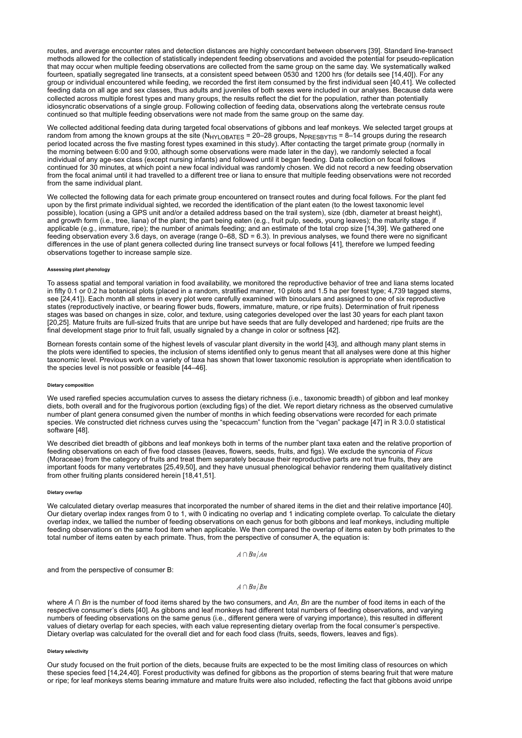routes, and average encounter rates and detection distances are highly concordant between observers [39]. Standard line-transect methods allowed for the collection of statistically independent feeding observations and avoided the potential for pseudo-replication that may occur when multiple feeding observations are collected from the same group on the same day. We systematically walked fourteen, spatially segregated line transects, at a consistent speed between 0530 and 1200 hrs (for details see [14,40]). For any group or individual encountered while feeding, we recorded the first item consumed by the first individual seen [40,41]. We collected feeding data on all age and sex classes, thus adults and juveniles of both sexes were included in our analyses. Because data were collected across multiple forest types and many groups, the results reflect the diet for the population, rather than potentially idiosyncratic observations of a single group. Following collection of feeding data, observations along the vertebrate census route continued so that multiple feeding observations were not made from the same group on the same day.

We collected additional feeding data during targeted focal observations of gibbons and leaf monkeys. We selected target groups at random from among the known groups at the site ($N_{HYLOBATES}$ = 20–28 groups, $N_{PRESBYTIS}$ = 8–14 groups during the research period located across the five masting forest types examined in this study). After contacting the target primate group (normally in the morning between 6:00 and 9:00, although some observations were made later in the day), we randomly selected a focal individual of any age-sex class (except nursing infants) and followed until it began feeding. Data collection on focal follows continued for 30 minutes, at which point a new focal individual was randomly chosen. We did not record a new feeding observation from the focal animal until it had travelled to a different tree or liana to ensure that multiple feeding observations were not recorded from the same individual plant.

We collected the following data for each primate group encountered on transect routes and during focal follows. For the plant fed upon by the first primate individual sighted, we recorded the identification of the plant eaten (to the lowest taxonomic level possible), location (using a GPS unit and/or a detailed address based on the trail system), size (dbh, diameter at breast height), and growth form (i.e., tree, liana) of the plant; the part being eaten (e.g., fruit pulp, seeds, young leaves); the maturity stage, if applicable (e.g., immature, ripe); the number of animals feeding; and an estimate of the total crop size [14,39]. We gathered one feeding observation every 3.6 days, on average (range 0–68, SD = 6.3). In previous analyses, we found there were no significant differences in the use of plant genera collected during line transect surveys or focal follows [41], therefore we lumped feeding observations together to increase sample size.

#### Assessing plant phenology

To assess spatial and temporal variation in food availability, we monitored the reproductive behavior of tree and liana stems located in fifty 0.1 or 0.2 ha botanical plots (placed in a random, stratified manner, 10 plots and 1.5 ha per forest type; 4,739 tagged stems, see [24,41]). Each month all stems in every plot were carefully examined with binoculars and assigned to one of six reproductive states (reproductively inactive, or bearing flower buds, flowers, immature, mature, or ripe fruits). Determination of fruit ripeness stages was based on changes in size, color, and texture, using categories developed over the last 30 years for each plant taxon [20,25]. Mature fruits are full-sized fruits that are unripe but have seeds that are fully developed and hardened; ripe fruits are the final development stage prior to fruit fall, usually signaled by a change in color or softness [42].

Bornean forests contain some of the highest levels of vascular plant diversity in the world [43], and although many plant stems in the plots were identified to species, the inclusion of stems identified only to genus meant that all analyses were done at this higher taxonomic level. Previous work on a variety of taxa has shown that lower taxonomic resolution is appropriate when identification to the species level is not possible or feasible [44–46].

#### Dietary composition

We used rarefied species accumulation curves to assess the dietary richness (i.e., taxonomic breadth) of gibbon and leaf monkey diets, both overall and for the frugivorous portion (excluding figs) of the diet. We report dietary richness as the observed cumulative number of plant genera consumed given the number of months in which feeding observations were recorded for each primate species. We constructed diet richness curves using the "specaccum" function from the "vegan" package [47] in R 3.0.0 statistical software [48].

We described diet breadth of gibbons and leaf monkeys both in terms of the number plant taxa eaten and the relative proportion of feeding observations on each of five food classes (leaves, flowers, seeds, fruits, and figs). We exclude the synconia of *Ficus* (Moraceae) from the category of fruits and treat them separately because their reproductive parts are not true fruits, they are important foods for many vertebrates [25,49,50], and they have unusual phenological behavior rendering them qualitatively distinct from other fruiting plants considered herein [18,41,51].

#### Dietary overlap

We calculated dietary overlap measures that incorporated the number of shared items in the diet and their relative importance [40]. Our dietary overlap index ranges from 0 to 1, with 0 indicating no overlap and 1 indicating complete overlap. To calculate the dietary overlap index, we tallied the number of feeding observations on each genus for both gibbons and leaf monkeys, including multiple feeding observations on the same food item when applicable. We then compared the overlap of items eaten by both primates to the total number of items eaten by each primate. Thus, from the perspective of consumer A, the equation is:

$$A \cap Bn / An$$

and from the perspective of consumer B:

$$A \cap Bn / Bn$$

where $A \cap Bn$ is the number of food items shared by the two consumers, and $An$, $Bn$ are the number of food items in each of the respective consumer's diets [40]. As gibbons and leaf monkeys had different total numbers of feeding observations, and varying numbers of feeding observations on the same genus (i.e., different genera were of varying importance), this resulted in different values of dietary overlap for each species, with each value representing dietary overlap from the focal consumer's perspective. Dietary overlap was calculated for the overall diet and for each food class (fruits, seeds, flowers, leaves and figs).

#### Dietary selectivity

Our study focused on the fruit portion of the diets, because fruits are expected to be the most limiting class of resources on which these species feed [14,24,40]. Forest productivity was defined for gibbons as the proportion of stems bearing fruit that were mature or ripe; for leaf monkeys stems bearing immature and mature fruits were also included, reflecting the fact that gibbons avoid unripe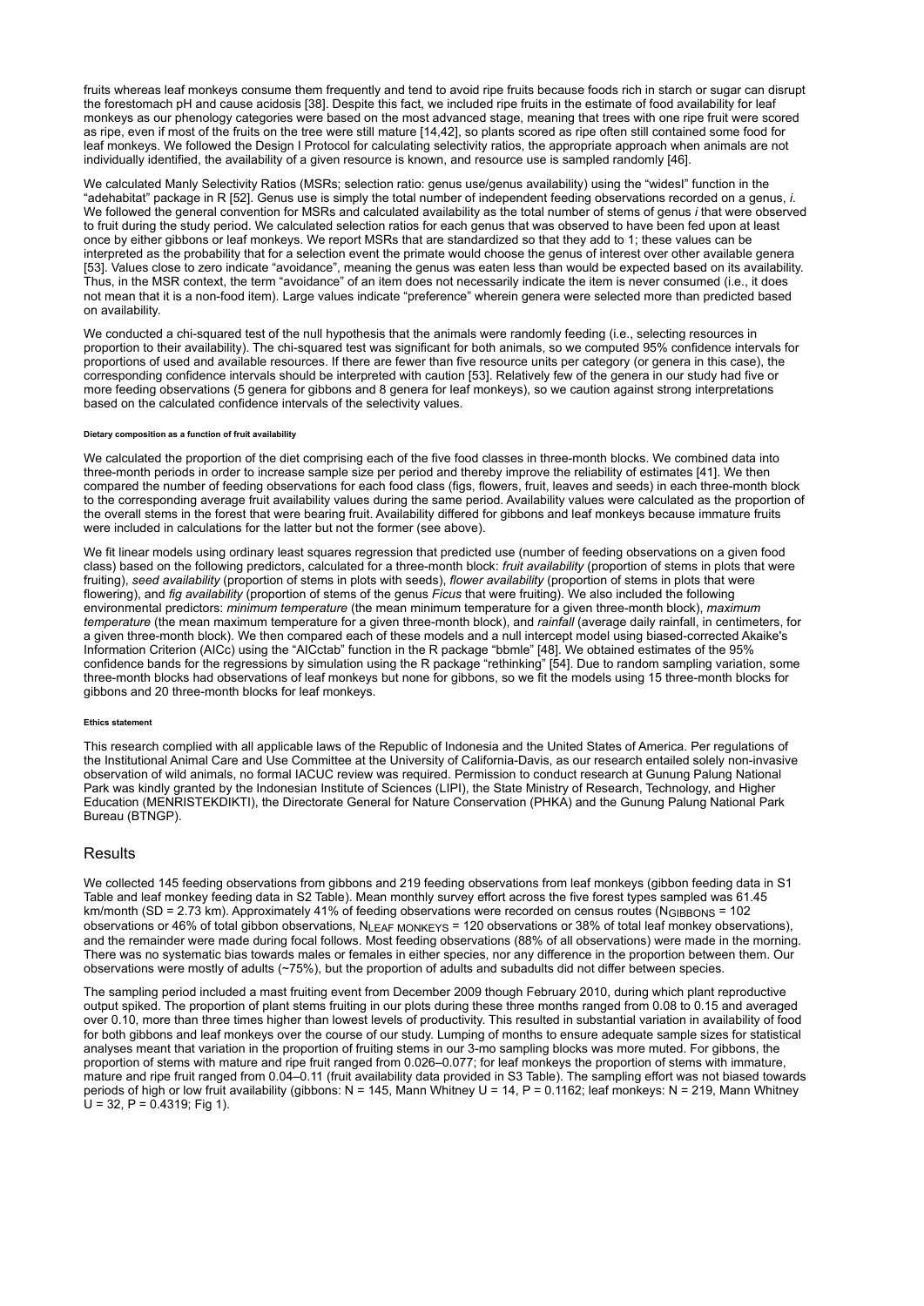fruits whereas leaf monkeys consume them frequently and tend to avoid ripe fruits because foods rich in starch or sugar can disrupt the forestomach pH and cause acidosis [38]. Despite this fact, we included ripe fruits in the estimate of food availability for leaf monkeys as our phenology categories were based on the most advanced stage, meaning that trees with one ripe fruit were scored as ripe, even if most of the fruits on the tree were still mature [14,42], so plants scored as ripe often still contained some food for leaf monkeys. We followed the Design I Protocol for calculating selectivity ratios, the appropriate approach when animals are not individually identified, the availability of a given resource is known, and resource use is sampled randomly [46].

We calculated Manly Selectivity Ratios (MSRs; selection ratio: genus use/genus availability) using the "widesI" function in the "adehabitat" package in R [52]. Genus use is simply the total number of independent feeding observations recorded on a genus, *i*. We followed the general convention for MSRs and calculated availability as the total number of stems of genus *i* that were observed to fruit during the study period. We calculated selection ratios for each genus that was observed to have been fed upon at least once by either gibbons or leaf monkeys. We report MSRs that are standardized so that they add to 1; these values can be interpreted as the probability that for a selection event the primate would choose the genus of interest over other available genera [53]. Values close to zero indicate "avoidance", meaning the genus was eaten less than would be expected based on its availability. Thus, in the MSR context, the term "avoidance" of an item does not necessarily indicate the item is never consumed (i.e., it does not mean that it is a non-food item). Large values indicate "preference" wherein genera were selected more than predicted based on availability.

We conducted a chi-squared test of the null hypothesis that the animals were randomly feeding (i.e., selecting resources in proportion to their availability). The chi-squared test was significant for both animals, so we computed 95% confidence intervals for proportions of used and available resources. If there are fewer than five resource units per category (or genera in this case), the corresponding confidence intervals should be interpreted with caution [53]. Relatively few of the genera in our study had five or more feeding observations (5 genera for gibbons and 8 genera for leaf monkeys), so we caution against strong interpretations based on the calculated confidence intervals of the selectivity values.

#### Dietary composition as a function of fruit availability

We calculated the proportion of the diet comprising each of the five food classes in three-month blocks. We combined data into three-month periods in order to increase sample size per period and thereby improve the reliability of estimates [41]. We then compared the number of feeding observations for each food class (figs, flowers, fruit, leaves and seeds) in each three-month block to the corresponding average fruit availability values during the same period. Availability values were calculated as the proportion of the overall stems in the forest that were bearing fruit. Availability differed for gibbons and leaf monkeys because immature fruits were included in calculations for the latter but not the former (see above).

We fit linear models using ordinary least squares regression that predicted use (number of feeding observations on a given food class) based on the following predictors, calculated for a three-month block: *fruit availability* (proportion of stems in plots that were fruiting), *seed availability* (proportion of stems in plots with seeds), *flower availability* (proportion of stems in plots that were flowering), and *fig availability* (proportion of stems of the genus *Ficus* that were fruiting). We also included the following environmental predictors: *minimum temperature* (the mean minimum temperature for a given three-month block), *maximum temperature* (the mean maximum temperature for a given three-month block), and *rainfall* (average daily rainfall, in centimeters, for a given three-month block). We then compared each of these models and a null intercept model using biased-corrected Akaike's Information Criterion (AICc) using the "AICctab" function in the R package "bbmle" [48]. We obtained estimates of the 95% confidence bands for the regressions by simulation using the R package "rethinking" [54]. Due to random sampling variation, some three-month blocks had observations of leaf monkeys but none for gibbons, so we fit the models using 15 three-month blocks for gibbons and 20 three-month blocks for leaf monkeys.

#### Ethics statement

This research complied with all applicable laws of the Republic of Indonesia and the United States of America. Per regulations of the Institutional Animal Care and Use Committee at the University of California-Davis, as our research entailed solely non-invasive observation of wild animals, no formal IACUC review was required. Permission to conduct research at Gunung Palung National Park was kindly granted by the Indonesian Institute of Sciences (LIPI), the State Ministry of Research, Technology, and Higher Education (MENRISTEKDIKTI), the Directorate General for Nature Conservation (PHKA) and the Gunung Palung National Park Bureau (BTNGP).

## Results

We collected 145 feeding observations from gibbons and 219 feeding observations from leaf monkeys (gibbon feeding data in S1 Table and leaf monkey feeding data in S2 Table). Mean monthly survey effort across the five forest types sampled was 61.45 km/month (SD = 2.73 km). Approximately 41% of feeding observations were recorded on census routes ($N_{GIBBONS}$ = 102 observations or 46% of total gibbon observations, $N_{LEAF\ MONKEYS}$ = 120 observations or 38% of total leaf monkey observations), and the remainder were made during focal follows. Most feeding observations (88% of all observations) were made in the morning. There was no systematic bias towards males or females in either species, nor any difference in the proportion between them. Our observations were mostly of adults (~75%), but the proportion of adults and subadults did not differ between species.

The sampling period included a mast fruiting event from December 2009 though February 2010, during which plant reproductive output spiked. The proportion of plant stems fruiting in our plots during these three months ranged from 0.08 to 0.15 and averaged over 0.10, more than three times higher than lowest levels of productivity. This resulted in substantial variation in availability of food for both gibbons and leaf monkeys over the course of our study. Lumping of months to ensure adequate sample sizes for statistical analyses meant that variation in the proportion of fruiting stems in our 3-mo sampling blocks was more muted. For gibbons, the proportion of stems with mature and ripe fruit ranged from 0.026–0.077; for leaf monkeys the proportion of stems with immature, mature and ripe fruit ranged from 0.04–0.11 (fruit availability data provided in S3 Table). The sampling effort was not biased towards periods of high or low fruit availability (gibbons: N = 145, Mann Whitney U = 14, P = 0.1162; leaf monkeys: N = 219, Mann Whitney U = 32, P = 0.4319; Fig 1).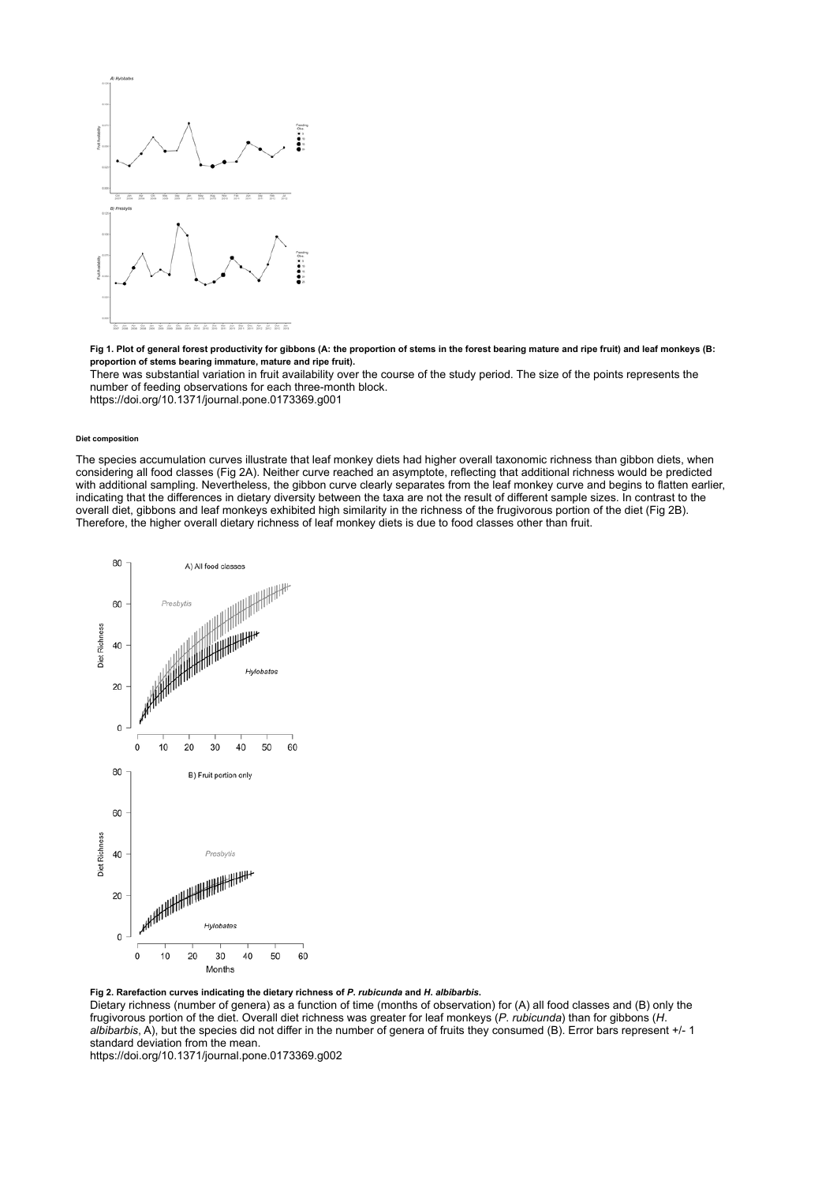**Fig 1. Plot of general forest productivity for gibbons (A: the proportion of stems in the forest bearing mature and ripe fruit) and leaf monkeys (B: proportion of stems bearing immature, mature and ripe fruit).**

There was substantial variation in fruit availability over the course of the study period. The size of the points represents the number of feeding observations for each three-month block.

https://doi.org/10.1371/journal.pone.0173369.g001

#### Diet composition

The species accumulation curves illustrate that leaf monkey diets had higher overall taxonomic richness than gibbon diets, when considering all food classes (Fig 2A). Neither curve reached an asymptote, reflecting that additional richness would be predicted with additional sampling. Nevertheless, the gibbon curve clearly separates from the leaf monkey curve and begins to flatten earlier, indicating that the differences in dietary diversity between the taxa are not the result of different sample sizes. In contrast to the overall diet, gibbons and leaf monkeys exhibited high similarity in the richness of the frugivorous portion of the diet (Fig 2B). Therefore, the higher overall dietary richness of leaf monkey diets is due to food classes other than fruit.

**Fig 2. Rarefaction curves indicating the dietary richness of *P. rubicunda* and *H. albibarbis*.**

Dietary richness (number of genera) as a function of time (months of observation) for (A) all food classes and (B) only the frugivorous portion of the diet. Overall diet richness was greater for leaf monkeys (*P. rubicunda*) than for gibbons (*H. albibarbis*, A), but the species did not differ in the number of genera of fruits they consumed (B). Error bars represent +/- 1 standard deviation from the mean.

https://doi.org/10.1371/journal.pone.0173369.g002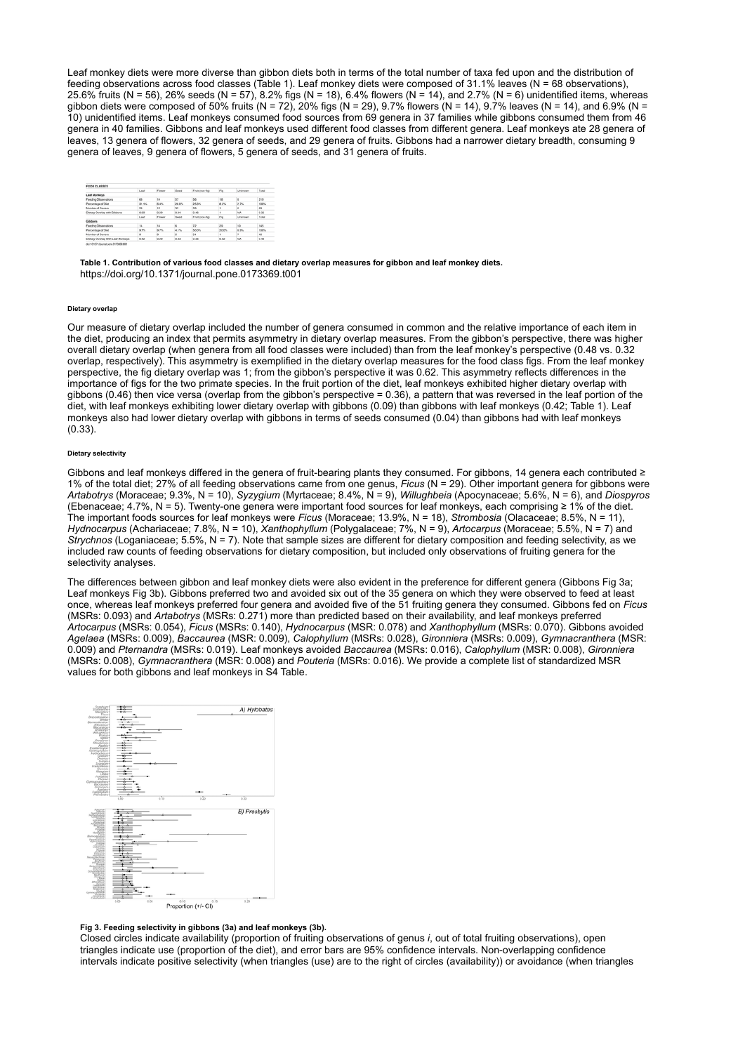Leaf monkey diets were more diverse than gibbon diets both in terms of the total number of taxa fed upon and the distribution of feeding observations across food classes (Table 1). Leaf monkey diets were composed of 31.1% leaves (N = 68 observations), 25.6% fruits (N = 56), 26% seeds (N = 57), 8.2% figs (N = 18), 6.4% flowers (N = 14), and 2.7% (N = 6) unidentified items, whereas gibbon diets were composed of 50% fruits (N = 72), 20% figs (N = 29), 9.7% flowers (N = 14), 9.7% leaves (N = 14), and 6.9% (N = 10) unidentified items. Leaf monkeys consumed food sources from 69 genera in 37 families while gibbons consumed them from 46 genera in 40 families. Gibbons and leaf monkeys used different food classes from different genera. Leaf monkeys ate 28 genera of leaves, 13 genera of flowers, 32 genera of seeds, and 29 genera of fruits. Gibbons had a narrower dietary breadth, consuming 9 genera of leaves, 9 genera of flowers, 5 genera of seeds, and 31 genera of fruits.

| FOOD CLASSES | | | | | | | |
|---|---|---|---|---|---|---|---|
| | Leaf | Flower | Seed | Fruit (non-fig) | Fig | Unknown | Total |
| **Leaf Monkeys** | | | | | | | |
| Feeding Observations | 68 | 14 | 57 | 56 | 18 | 6 | 219 |
| Percentage of Diet | 31.1% | 6.4% | 26.0% | 25.6% | 8.2% | 2.7% | 100% |
| Number of Genera | 28 | 13 | 32 | 29 | 1 | 6 | 69 |
| Dietary Overlap with Gibbons | 0.09 | 0.29 | 0.04 | 0.46 | 1 | NA | 0.32 |
| | Leaf | Flower | Seed | Fruit (non-fig) | Fig | Unknown | Total |
| **Gibbons** | | | | | | | |
| Feeding Observations | 14 | 14 | 6 | 72 | 29 | 10 | 145 |
| Percentage of Diet | 9.7% | 9.7% | 4.1% | 50.0% | 20.0% | 6.9% | 100% |
| Number of Genera | 9 | 9 | 5 | 31 | 1 | 7 | 46 |
| Dietary Overlap With Leaf Monkeys | 0.42 | 0.29 | 0.33 | 0.36 | 0.62 | NA | 0.48 |

doi:10.1371/journal.pone.0173369.t001

**Table 1. Contribution of various food classes and dietary overlap measures for gibbon and leaf monkey diets.**
https://doi.org/10.1371/journal.pone.0173369.t001

#### Dietary overlap

Our measure of dietary overlap included the number of genera consumed in common and the relative importance of each item in the diet, producing an index that permits asymmetry in dietary overlap measures. From the gibbon's perspective, there was higher overall dietary overlap (when genera from all food classes were included) than from the leaf monkey's perspective (0.48 vs. 0.32 overlap, respectively). This asymmetry is exemplified in the dietary overlap measures for the food class figs. From the leaf monkey perspective, the fig dietary overlap was 1; from the gibbon's perspective it was 0.62. This asymmetry reflects differences in the importance of figs for the two primate species. In the fruit portion of the diet, leaf monkeys exhibited higher dietary overlap with gibbons (0.46) then vice versa (overlap from the gibbon's perspective = 0.36), a pattern that was reversed in the leaf portion of the diet, with leaf monkeys exhibiting lower dietary overlap with gibbons (0.09) than gibbons with leaf monkeys (0.42; Table 1). Leaf monkeys also had lower dietary overlap with gibbons in terms of seeds consumed (0.04) than gibbons had with leaf monkeys (0.33).

#### Dietary selectivity

Gibbons and leaf monkeys differed in the genera of fruit-bearing plants they consumed. For gibbons, 14 genera each contributed ≥ 1% of the total diet; 27% of all feeding observations came from one genus, *Ficus* (N = 29). Other important genera for gibbons were *Artabotrys* (Moraceae; 9.3%, N = 10), *Syzygium* (Myrtaceae; 8.4%, N = 9), *Willughbeia* (Apocynaceae; 5.6%, N = 6), and *Diospyros* (Ebenaceae; 4.7%, N = 5). Twenty-one genera were important food sources for leaf monkeys, each comprising ≥ 1% of the diet. The important foods sources for leaf monkeys were *Ficus* (Moraceae; 13.9%, N = 18), *Strombosia* (Olacaceae; 8.5%, N = 11), *Hydnocarpus* (Achariaceae; 7.8%, N = 10), *Xanthophyllum* (Polygalaceae; 7%, N = 9), *Artocarpus* (Moraceae; 5.5%, N = 7) and *Strychnos* (Loganiaceae; 5.5%, N = 7). Note that sample sizes are different for dietary composition and feeding selectivity, as we included raw counts of feeding observations for dietary composition, but included only observations of fruiting genera for the selectivity analyses.

The differences between gibbon and leaf monkey diets were also evident in the preference for different genera (Gibbons Fig 3a; Leaf monkeys Fig 3b). Gibbons preferred two and avoided six out of the 35 genera on which they were observed to feed at least once, whereas leaf monkeys preferred four genera and avoided five of the 51 fruiting genera they consumed. Gibbons fed on *Ficus* (MSRs: 0.093) and *Artabotrys* (MSRs: 0.271) more than predicted based on their availability, and leaf monkeys preferred *Artocarpus* (MSRs: 0.054), *Ficus* (MSRs: 0.140), *Hydnocarpus* (MSR: 0.078) and *Xanthophyllum* (MSRs: 0.070). Gibbons avoided *Agelaea* (MSRs: 0.009), *Baccaurea* (MSR: 0.009), *Calophyllum* (MSRs: 0.028), *Gironniera* (MSRs: 0.009), *Gymnacranthera* (MSR: 0.009) and *Pternandra* (MSRs: 0.019). Leaf monkeys avoided *Baccaurea* (MSRs: 0.016), *Calophyllum* (MSR: 0.008), *Gironniera* (MSRs: 0.008), *Gymnacranthera* (MSR: 0.008) and *Pouteria* (MSRs: 0.016). We provide a complete list of standardized MSR values for both gibbons and leaf monkeys in S4 Table.

**Fig 3. Feeding selectivity in gibbons (3a) and leaf monkeys (3b).**
Closed circles indicate availability (proportion of fruiting observations of genus *i*, out of total fruiting observations), open triangles indicate use (proportion of the diet), and error bars are 95% confidence intervals. Non-overlapping confidence intervals indicate positive selectivity (when triangles (use) are to the right of circles (availability)) or avoidance (when triangles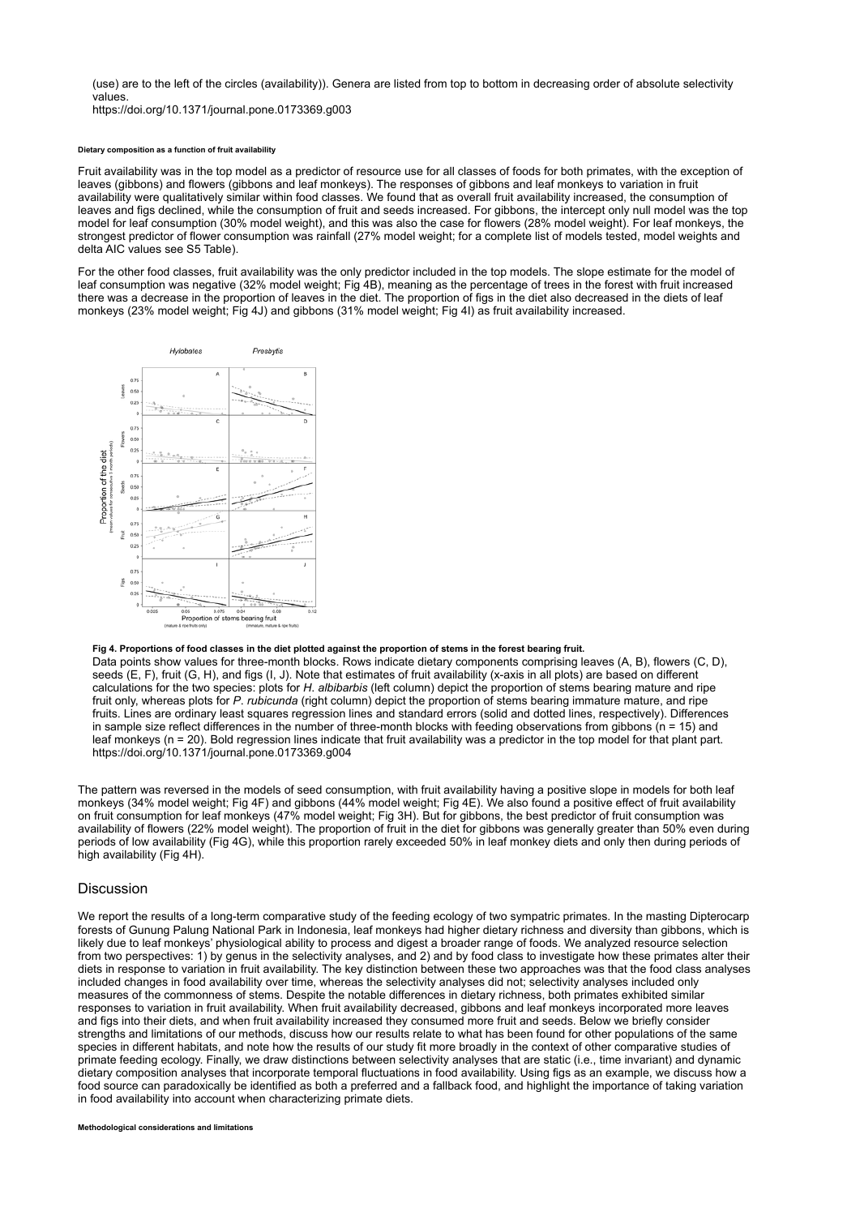(use) are to the left of the circles (availability)). Genera are listed from top to bottom in decreasing order of absolute selectivity values.

https://doi.org/10.1371/journal.pone.0173369.g003

#### Dietary composition as a function of fruit availability

Fruit availability was in the top model as a predictor of resource use for all classes of foods for both primates, with the exception of leaves (gibbons) and flowers (gibbons and leaf monkeys). The responses of gibbons and leaf monkeys to variation in fruit availability were qualitatively similar within food classes. We found that as overall fruit availability increased, the consumption of leaves and figs declined, while the consumption of fruit and seeds increased. For gibbons, the intercept only null model was the top model for leaf consumption (30% model weight), and this was also the case for flowers (28% model weight). For leaf monkeys, the strongest predictor of flower consumption was rainfall (27% model weight; for a complete list of models tested, model weights and delta AIC values see S5 Table).

For the other food classes, fruit availability was the only predictor included in the top models. The slope estimate for the model of leaf consumption was negative (32% model weight; Fig 4B), meaning as the percentage of trees in the forest with fruit increased there was a decrease in the proportion of leaves in the diet. The proportion of figs in the diet also decreased in the diets of leaf monkeys (23% model weight; Fig 4J) and gibbons (31% model weight; Fig 4I) as fruit availability increased.

**Fig 4. Proportions of food classes in the diet plotted against the proportion of stems in the forest bearing fruit.** Data points show values for three-month blocks. Rows indicate dietary components comprising leaves (A, B), flowers (C, D), seeds (E, F), fruit (G, H), and figs (I, J). Note that estimates of fruit availability (x-axis in all plots) are based on different calculations for the two species: plots for *H. albibarbis* (left column) depict the proportion of stems bearing mature and ripe fruit only, whereas plots for *P. rubicunda* (right column) depict the proportion of stems bearing immature mature, and ripe fruits. Lines are ordinary least squares regression lines and standard errors (solid and dotted lines, respectively). Differences in sample size reflect differences in the number of three-month blocks with feeding observations from gibbons (n = 15) and leaf monkeys (n = 20). Bold regression lines indicate that fruit availability was a predictor in the top model for that plant part.

https://doi.org/10.1371/journal.pone.0173369.g004

The pattern was reversed in the models of seed consumption, with fruit availability having a positive slope in models for both leaf monkeys (34% model weight; Fig 4F) and gibbons (44% model weight; Fig 4E). We also found a positive effect of fruit availability on fruit consumption for leaf monkeys (47% model weight; Fig 3H). But for gibbons, the best predictor of fruit consumption was availability of flowers (22% model weight). The proportion of fruit in the diet for gibbons was generally greater than 50% even during periods of low availability (Fig 4G), while this proportion rarely exceeded 50% in leaf monkey diets and only then during periods of high availability (Fig 4H).

## Discussion

We report the results of a long-term comparative study of the feeding ecology of two sympatric primates. In the masting Dipterocarp forests of Gunung Palung National Park in Indonesia, leaf monkeys had higher dietary richness and diversity than gibbons, which is likely due to leaf monkeys' physiological ability to process and digest a broader range of foods. We analyzed resource selection from two perspectives: 1) by genus in the selectivity analyses, and 2) and by food class to investigate how these primates alter their diets in response to variation in fruit availability. The key distinction between these two approaches was that the food class analyses included changes in food availability over time, whereas the selectivity analyses did not; selectivity analyses included only measures of the commonness of stems. Despite the notable differences in dietary richness, both primates exhibited similar responses to variation in fruit availability. When fruit availability decreased, gibbons and leaf monkeys incorporated more leaves and figs into their diets, and when fruit availability increased they consumed more fruit and seeds. Below we briefly consider strengths and limitations of our methods, discuss how our results relate to what has been found for other populations of the same species in different habitats, and note how the results of our study fit more broadly in the context of other comparative studies of primate feeding ecology. Finally, we draw distinctions between selectivity analyses that are static (i.e., time invariant) and dynamic dietary composition analyses that incorporate temporal fluctuations in food availability. Using figs as an example, we discuss how a food source can paradoxically be identified as both a preferred and a fallback food, and highlight the importance of taking variation in food availability into account when characterizing primate diets.

#### Methodological considerations and limitations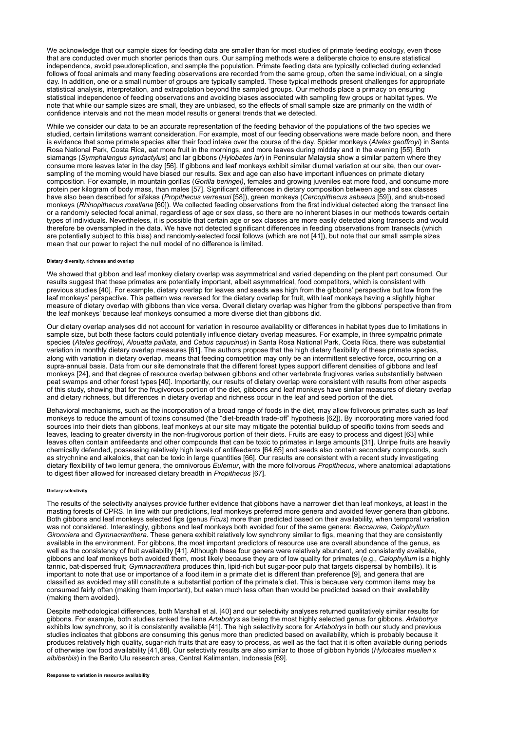We acknowledge that our sample sizes for feeding data are smaller than for most studies of primate feeding ecology, even those that are conducted over much shorter periods than ours. Our sampling methods were a deliberate choice to ensure statistical independence, avoid pseudoreplication, and sample the population. Primate feeding data are typically collected during extended follows of focal animals and many feeding observations are recorded from the same group, often the same individual, on a single day. In addition, one or a small number of groups are typically sampled. These typical methods present challenges for appropriate statistical analysis, interpretation, and extrapolation beyond the sampled groups. Our methods place a primacy on ensuring statistical independence of feeding observations and avoiding biases associated with sampling few groups or habitat types. We note that while our sample sizes are small, they are unbiased, so the effects of small sample size are primarily on the width of confidence intervals and not the mean model results or general trends that we detected.

While we consider our data to be an accurate representation of the feeding behavior of the populations of the two species we studied, certain limitations warrant consideration. For example, most of our feeding observations were made before noon, and there is evidence that some primate species alter their food intake over the course of the day. Spider monkeys (*Ateles geoffroyi*) in Santa Rosa National Park, Costa Rica, eat more fruit in the mornings, and more leaves during midday and in the evening [55]. Both siamangs (*Symphalangus syndactylus*) and lar gibbons (*Hylobates lar*) in Peninsular Malaysia show a similar pattern where they consume more leaves later in the day [56]. If gibbons and leaf monkeys exhibit similar diurnal variation at our site, then our over-sampling of the morning would have biased our results. Sex and age can also have important influences on primate dietary composition. For example, in mountain gorillas (*Gorilla beringei)*, females and growing juveniles eat more food, and consume more protein per kilogram of body mass, than males [57]. Significant differences in dietary composition between age and sex classes have also been described for sifakas (*Propithecus verreauxi* [58]), green monkeys (*Cercopithecus sabaeus* [59]), and snub-nosed monkeys (*Rhinopithecus roxellana* [60]). We collected feeding observations from the first individual detected along the transect line or a randomly selected focal animal, regardless of age or sex class, so there are no inherent biases in our methods towards certain types of individuals. Nevertheless, it is possible that certain age or sex classes are more easily detected along transects and would therefore be oversampled in the data. We have not detected significant differences in feeding observations from transects (which are potentially subject to this bias) and randomly-selected focal follows (which are not [41]), but note that our small sample sizes mean that our power to reject the null model of no difference is limited.

#### Dietary diversity, richness and overlap

We showed that gibbon and leaf monkey dietary overlap was asymmetrical and varied depending on the plant part consumed. Our results suggest that these primates are potentially important, albeit asymmetrical, food competitors, which is consistent with previous studies [40]. For example, dietary overlap for leaves and seeds was high from the gibbons' perspective but low from the leaf monkeys' perspective. This pattern was reversed for the dietary overlap for fruit, with leaf monkeys having a slightly higher measure of dietary overlap with gibbons than vice versa. Overall dietary overlap was higher from the gibbons' perspective than from the leaf monkeys' because leaf monkeys consumed a more diverse diet than gibbons did.

Our dietary overlap analyses did not account for variation in resource availability or differences in habitat types due to limitations in sample size, but both these factors could potentially influence dietary overlap measures. For example, in three sympatric primate species (*Ateles geoffroyi*, *Alouatta palliata*, and *Cebus capucinus*) in Santa Rosa National Park, Costa Rica, there was substantial variation in monthly dietary overlap measures [61]. The authors propose that the high dietary flexibility of these primate species, along with variation in dietary overlap, means that feeding competition may only be an intermittent selective force, occurring on a supra-annual basis. Data from our site demonstrate that the different forest types support different densities of gibbons and leaf monkeys [24], and that degree of resource overlap between gibbons and other vertebrate frugivores varies substantially between peat swamps and other forest types [40]. Importantly, our results of dietary overlap were consistent with results from other aspects of this study, showing that for the frugivorous portion of the diet, gibbons and leaf monkeys have similar measures of dietary overlap and dietary richness, but differences in dietary overlap and richness occur in the leaf and seed portion of the diet.

Behavioral mechanisms, such as the incorporation of a broad range of foods in the diet, may allow folivorous primates such as leaf monkeys to reduce the amount of toxins consumed (the "diet-breadth trade-off" hypothesis [62]). By incorporating more varied food sources into their diets than gibbons, leaf monkeys at our site may mitigate the potential buildup of specific toxins from seeds and leaves, leading to greater diversity in the non-frugivorous portion of their diets. Fruits are easy to process and digest [63] while leaves often contain antifeedants and other compounds that can be toxic to primates in large amounts [31]. Unripe fruits are heavily chemically defended, possessing relatively high levels of antifeedants [64,65] and seeds also contain secondary compounds, such as strychnine and alkaloids, that can be toxic in large quantities [66]. Our results are consistent with a recent study investigating dietary flexibility of two lemur genera, the omnivorous *Eulemur*, with the more folivorous *Propithecus*, where anatomical adaptations to digest fiber allowed for increased dietary breadth in *Propithecus* [67].

#### Dietary selectivity

The results of the selectivity analyses provide further evidence that gibbons have a narrower diet than leaf monkeys, at least in the masting forests of CPRS. In line with our predictions, leaf monkeys preferred more genera and avoided fewer genera than gibbons. Both gibbons and leaf monkeys selected figs (genus *Ficus*) more than predicted based on their availability, when temporal variation was not considered. Interestingly, gibbons and leaf monkeys both avoided four of the same genera: *Baccaurea*, *Calophyllum*, *Gironniera* and *Gymnacranthera*. These genera exhibit relatively low synchrony similar to figs, meaning that they are consistently available in the environment. For gibbons, the most important predictors of resource use are overall abundance of the genus, as well as the consistency of fruit availability [41]. Although these four genera were relatively abundant, and consistently available, gibbons and leaf monkeys both avoided them, most likely because they are of low quality for primates (e.g., *Calophyllum* is a highly tannic, bat-dispersed fruit; *Gymnacranthera* produces thin, lipid-rich but sugar-poor pulp that targets dispersal by hornbills). It is important to note that use or importance of a food item in a primate diet is different than preference [9], and genera that are classified as avoided may still constitute a substantial portion of the primate's diet. This is because very common items may be consumed fairly often (making them important), but eaten much less often than would be predicted based on their availability (making them avoided).

Despite methodological differences, both Marshall et al. [40] and our selectivity analyses returned qualitatively similar results for gibbons. For example, both studies ranked the liana *Artabotrys* as being the most highly selected genus for gibbons. *Artabotrys* exhibits low synchrony, so it is consistently available [41]. The high selectivity score for *Artabotrys* in both our study and previous studies indicates that gibbons are consuming this genus more than predicted based on availability, which is probably because it produces relatively high quality, sugar-rich fruits that are easy to process, as well as the fact that it is often available during periods of otherwise low food availability [41,68]. Our selectivity results are also similar to those of gibbon hybrids (*Hylobates muelleri* x *albibarbis*) in the Barito Ulu research area, Central Kalimantan, Indonesia [69].

#### Response to variation in resource availability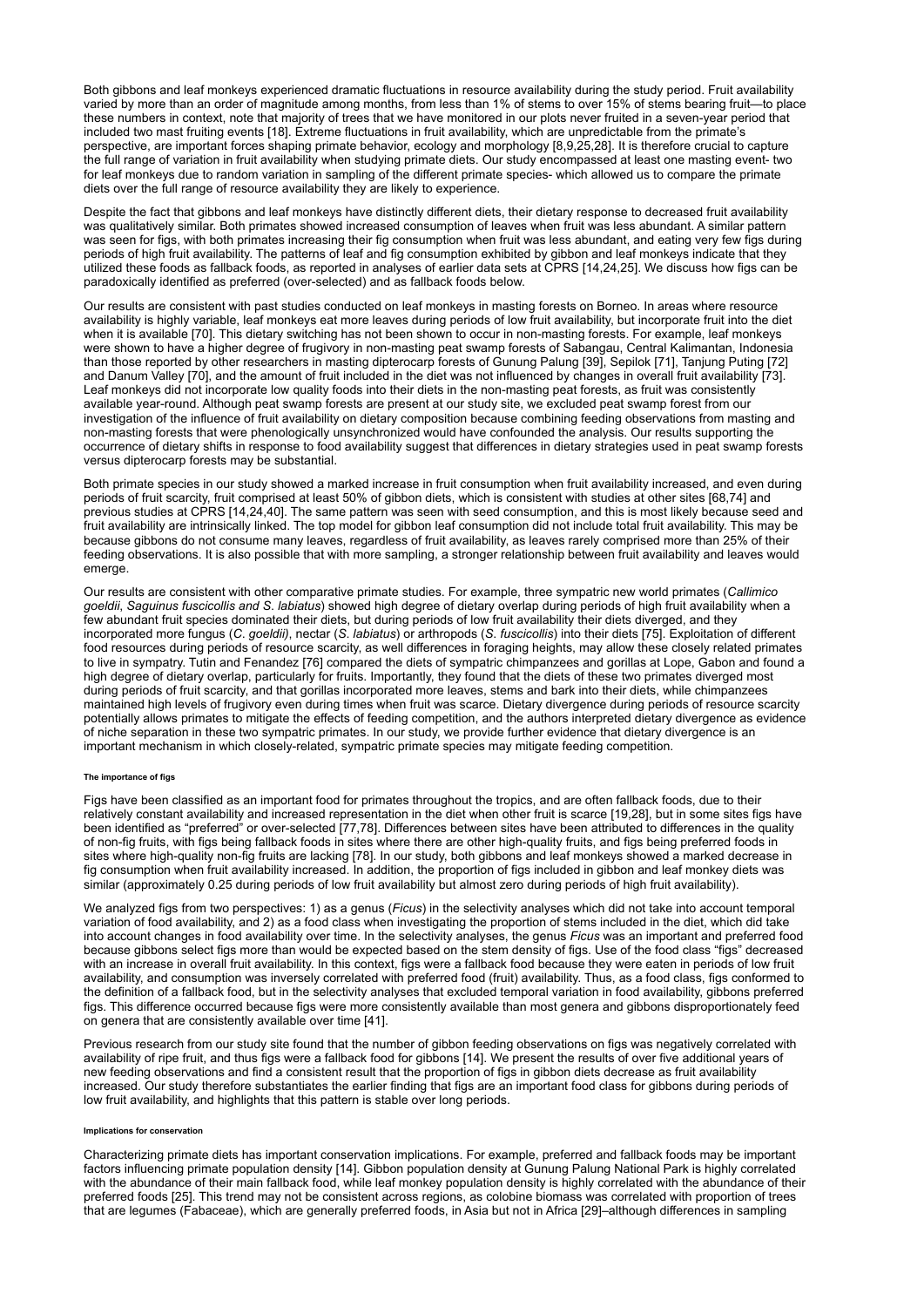Both gibbons and leaf monkeys experienced dramatic fluctuations in resource availability during the study period. Fruit availability varied by more than an order of magnitude among months, from less than 1% of stems to over 15% of stems bearing fruit—to place these numbers in context, note that majority of trees that we have monitored in our plots never fruited in a seven-year period that included two mast fruiting events [18]. Extreme fluctuations in fruit availability, which are unpredictable from the primate's perspective, are important forces shaping primate behavior, ecology and morphology [8,9,25,28]. It is therefore crucial to capture the full range of variation in fruit availability when studying primate diets. Our study encompassed at least one masting event- two for leaf monkeys due to random variation in sampling of the different primate species- which allowed us to compare the primate diets over the full range of resource availability they are likely to experience.

Despite the fact that gibbons and leaf monkeys have distinctly different diets, their dietary response to decreased fruit availability was qualitatively similar. Both primates showed increased consumption of leaves when fruit was less abundant. A similar pattern was seen for figs, with both primates increasing their fig consumption when fruit was less abundant, and eating very few figs during periods of high fruit availability. The patterns of leaf and fig consumption exhibited by gibbon and leaf monkeys indicate that they utilized these foods as fallback foods, as reported in analyses of earlier data sets at CPRS [14,24,25]. We discuss how figs can be paradoxically identified as preferred (over-selected) and as fallback foods below.

Our results are consistent with past studies conducted on leaf monkeys in masting forests on Borneo. In areas where resource availability is highly variable, leaf monkeys eat more leaves during periods of low fruit availability, but incorporate fruit into the diet when it is available [70]. This dietary switching has not been shown to occur in non-masting forests. For example, leaf monkeys were shown to have a higher degree of frugivory in non-masting peat swamp forests of Sabangau, Central Kalimantan, Indonesia than those reported by other researchers in masting dipterocarp forests of Gunung Palung [39], Sepilok [71], Tanjung Puting [72] and Danum Valley [70], and the amount of fruit included in the diet was not influenced by changes in overall fruit availability [73]. Leaf monkeys did not incorporate low quality foods into their diets in the non-masting peat forests, as fruit was consistently available year-round. Although peat swamp forests are present at our study site, we excluded peat swamp forest from our investigation of the influence of fruit availability on dietary composition because combining feeding observations from masting and non-masting forests that were phenologically unsynchronized would have confounded the analysis. Our results supporting the occurrence of dietary shifts in response to food availability suggest that differences in dietary strategies used in peat swamp forests versus dipterocarp forests may be substantial.

Both primate species in our study showed a marked increase in fruit consumption when fruit availability increased, and even during periods of fruit scarcity, fruit comprised at least 50% of gibbon diets, which is consistent with studies at other sites [68,74] and previous studies at CPRS [14,24,40]. The same pattern was seen with seed consumption, and this is most likely because seed and fruit availability are intrinsically linked. The top model for gibbon leaf consumption did not include total fruit availability. This may be because gibbons do not consume many leaves, regardless of fruit availability, as leaves rarely comprised more than 25% of their feeding observations. It is also possible that with more sampling, a stronger relationship between fruit availability and leaves would emerge.

Our results are consistent with other comparative primate studies. For example, three sympatric new world primates (*Callimico goeldii*, *Saguinus fuscicollis and S. labiatus*) showed high degree of dietary overlap during periods of high fruit availability when a few abundant fruit species dominated their diets, but during periods of low fruit availability their diets diverged, and they incorporated more fungus (*C. goeldii)*, nectar (*S. labiatus*) or arthropods (*S. fuscicollis*) into their diets [75]. Exploitation of different food resources during periods of resource scarcity, as well differences in foraging heights, may allow these closely related primates to live in sympatry. Tutin and Fenandez [76] compared the diets of sympatric chimpanzees and gorillas at Lope, Gabon and found a high degree of dietary overlap, particularly for fruits. Importantly, they found that the diets of these two primates diverged most during periods of fruit scarcity, and that gorillas incorporated more leaves, stems and bark into their diets, while chimpanzees maintained high levels of frugivory even during times when fruit was scarce. Dietary divergence during periods of resource scarcity potentially allows primates to mitigate the effects of feeding competition, and the authors interpreted dietary divergence as evidence of niche separation in these two sympatric primates. In our study, we provide further evidence that dietary divergence is an important mechanism in which closely-related, sympatric primate species may mitigate feeding competition.

#### The importance of figs

Figs have been classified as an important food for primates throughout the tropics, and are often fallback foods, due to their relatively constant availability and increased representation in the diet when other fruit is scarce [19,28], but in some sites figs have been identified as "preferred" or over-selected [77,78]. Differences between sites have been attributed to differences in the quality of non-fig fruits, with figs being fallback foods in sites where there are other high-quality fruits, and figs being preferred foods in sites where high-quality non-fig fruits are lacking [78]. In our study, both gibbons and leaf monkeys showed a marked decrease in fig consumption when fruit availability increased. In addition, the proportion of figs included in gibbon and leaf monkey diets was similar (approximately 0.25 during periods of low fruit availability but almost zero during periods of high fruit availability).

We analyzed figs from two perspectives: 1) as a genus (*Ficus*) in the selectivity analyses which did not take into account temporal variation of food availability, and 2) as a food class when investigating the proportion of stems included in the diet, which did take into account changes in food availability over time. In the selectivity analyses, the genus *Ficus* was an important and preferred food because gibbons select figs more than would be expected based on the stem density of figs. Use of the food class "figs" decreased with an increase in overall fruit availability. In this context, figs were a fallback food because they were eaten in periods of low fruit availability, and consumption was inversely correlated with preferred food (fruit) availability. Thus, as a food class, figs conformed to the definition of a fallback food, but in the selectivity analyses that excluded temporal variation in food availability, gibbons preferred figs. This difference occurred because figs were more consistently available than most genera and gibbons disproportionately feed on genera that are consistently available over time [41].

Previous research from our study site found that the number of gibbon feeding observations on figs was negatively correlated with availability of ripe fruit, and thus figs were a fallback food for gibbons [14]. We present the results of over five additional years of new feeding observations and find a consistent result that the proportion of figs in gibbon diets decrease as fruit availability increased. Our study therefore substantiates the earlier finding that figs are an important food class for gibbons during periods of low fruit availability, and highlights that this pattern is stable over long periods.

#### Implications for conservation

Characterizing primate diets has important conservation implications. For example, preferred and fallback foods may be important factors influencing primate population density [14]. Gibbon population density at Gunung Palung National Park is highly correlated with the abundance of their main fallback food, while leaf monkey population density is highly correlated with the abundance of their preferred foods [25]. This trend may not be consistent across regions, as colobine biomass was correlated with proportion of trees that are legumes (Fabaceae), which are generally preferred foods, in Asia but not in Africa [29]–although differences in sampling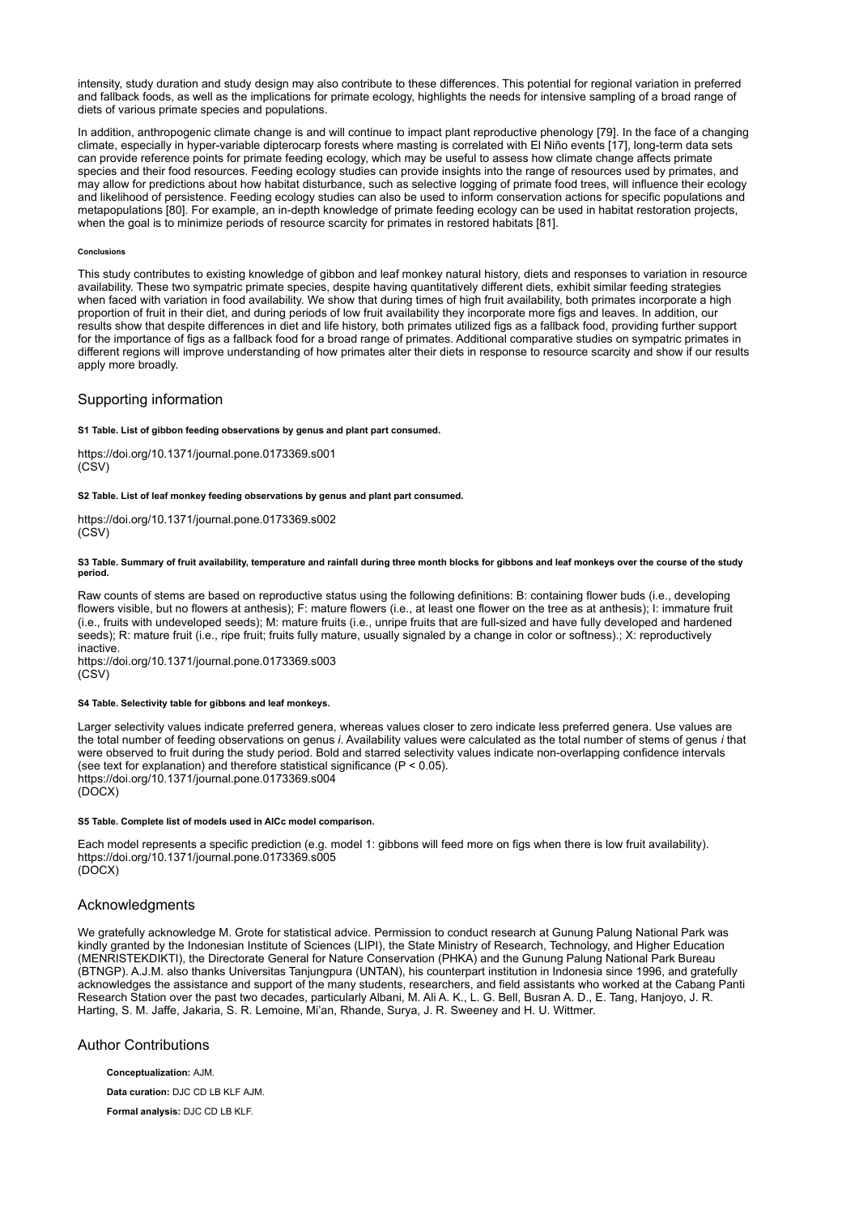intensity, study duration and study design may also contribute to these differences. This potential for regional variation in preferred and fallback foods, as well as the implications for primate ecology, highlights the needs for intensive sampling of a broad range of diets of various primate species and populations.

In addition, anthropogenic climate change is and will continue to impact plant reproductive phenology [79]. In the face of a changing climate, especially in hyper-variable dipterocarp forests where masting is correlated with El Niño events [17], long-term data sets can provide reference points for primate feeding ecology, which may be useful to assess how climate change affects primate species and their food resources. Feeding ecology studies can provide insights into the range of resources used by primates, and may allow for predictions about how habitat disturbance, such as selective logging of primate food trees, will influence their ecology and likelihood of persistence. Feeding ecology studies can also be used to inform conservation actions for specific populations and metapopulations [80]. For example, an in-depth knowledge of primate feeding ecology can be used in habitat restoration projects, when the goal is to minimize periods of resource scarcity for primates in restored habitats [81].

#### Conclusions

This study contributes to existing knowledge of gibbon and leaf monkey natural history, diets and responses to variation in resource availability. These two sympatric primate species, despite having quantitatively different diets, exhibit similar feeding strategies when faced with variation in food availability. We show that during times of high fruit availability, both primates incorporate a high proportion of fruit in their diet, and during periods of low fruit availability they incorporate more figs and leaves. In addition, our results show that despite differences in diet and life history, both primates utilized figs as a fallback food, providing further support for the importance of figs as a fallback food for a broad range of primates. Additional comparative studies on sympatric primates in different regions will improve understanding of how primates alter their diets in response to resource scarcity and show if our results apply more broadly.

## Supporting information

**S1 Table. List of gibbon feeding observations by genus and plant part consumed.**

https://doi.org/10.1371/journal.pone.0173369.s001
(CSV)

**S2 Table. List of leaf monkey feeding observations by genus and plant part consumed.**

https://doi.org/10.1371/journal.pone.0173369.s002
(CSV)

**S3 Table. Summary of fruit availability, temperature and rainfall during three month blocks for gibbons and leaf monkeys over the course of the study period.**

Raw counts of stems are based on reproductive status using the following definitions: B: containing flower buds (i.e., developing flowers visible, but no flowers at anthesis); F: mature flowers (i.e., at least one flower on the tree as at anthesis); I: immature fruit (i.e., fruits with undeveloped seeds); M: mature fruits (i.e., unripe fruits that are full-sized and have fully developed and hardened seeds); R: mature fruit (i.e., ripe fruit; fruits fully mature, usually signaled by a change in color or softness).; X: reproductively inactive.
https://doi.org/10.1371/journal.pone.0173369.s003
(CSV)

**S4 Table. Selectivity table for gibbons and leaf monkeys.**

Larger selectivity values indicate preferred genera, whereas values closer to zero indicate less preferred genera. Use values are the total number of feeding observations on genus *i*. Availability values were calculated as the total number of stems of genus *i* that were observed to fruit during the study period. Bold and starred selectivity values indicate non-overlapping confidence intervals (see text for explanation) and therefore statistical significance ($P < 0.05$).
https://doi.org/10.1371/journal.pone.0173369.s004
(DOCX)

**S5 Table. Complete list of models used in AICc model comparison.**

Each model represents a specific prediction (e.g. model 1: gibbons will feed more on figs when there is low fruit availability).
https://doi.org/10.1371/journal.pone.0173369.s005
(DOCX)

## Acknowledgments

We gratefully acknowledge M. Grote for statistical advice. Permission to conduct research at Gunung Palung National Park was kindly granted by the Indonesian Institute of Sciences (LIPI), the State Ministry of Research, Technology, and Higher Education (MENRISTEKDIKTI), the Directorate General for Nature Conservation (PHKA) and the Gunung Palung National Park Bureau (BTNGP). A.J.M. also thanks Universitas Tanjungpura (UNTAN), his counterpart institution in Indonesia since 1996, and gratefully acknowledges the assistance and support of the many students, researchers, and field assistants who worked at the Cabang Panti Research Station over the past two decades, particularly Albani, M. Ali A. K., L. G. Bell, Busran A. D., E. Tang, Hanjoyo, J. R. Harting, S. M. Jaffe, Jakaria, S. R. Lemoine, Mi'an, Rhande, Surya, J. R. Sweeney and H. U. Wittmer.

## Author Contributions

**Conceptualization:** AJM.

**Data curation:** DJC CD LB KLF AJM.

**Formal analysis:** DJC CD LB KLF.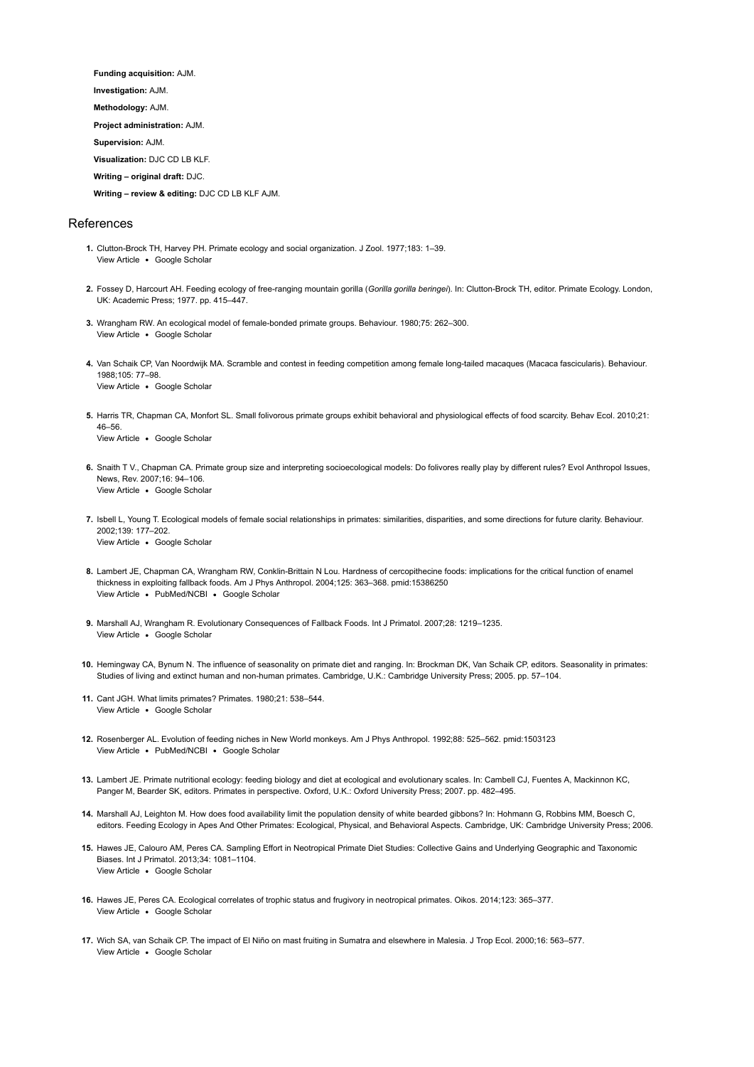**Funding acquisition:** AJM.

**Investigation:** AJM.

**Methodology:** AJM.

**Project administration:** AJM.

**Supervision:** AJM.

**Visualization:** DJC CD LB KLF.

**Writing – original draft:** DJC.

**Writing – review & editing:** DJC CD LB KLF AJM.

## References

1. Clutton-Brock TH, Harvey PH. Primate ecology and social organization. J Zool. 1977;183: 1–39.
View Article • Google Scholar

2. Fossey D, Harcourt AH. Feeding ecology of free-ranging mountain gorilla (*Gorilla gorilla beringei*). In: Clutton-Brock TH, editor. Primate Ecology. London, UK: Academic Press; 1977. pp. 415–447.

3. Wrangham RW. An ecological model of female-bonded primate groups. Behaviour. 1980;75: 262–300.
View Article • Google Scholar

4. Van Schaik CP, Van Noordwijk MA. Scramble and contest in feeding competition among female long-tailed macaques (Macaca fascicularis). Behaviour. 1988;105: 77–98.
View Article • Google Scholar

5. Harris TR, Chapman CA, Monfort SL. Small folivorous primate groups exhibit behavioral and physiological effects of food scarcity. Behav Ecol. 2010;21: 46–56.
View Article • Google Scholar

6. Snaith T V., Chapman CA. Primate group size and interpreting socioecological models: Do folivores really play by different rules? Evol Anthropol Issues, News, Rev. 2007;16: 94–106.
View Article • Google Scholar

7. Isbell L, Young T. Ecological models of female social relationships in primates: similarities, disparities, and some directions for future clarity. Behaviour. 2002;139: 177–202.
View Article • Google Scholar

8. Lambert JE, Chapman CA, Wrangham RW, Conklin-Brittain N Lou. Hardness of cercopithecine foods: implications for the critical function of enamel thickness in exploiting fallback foods. Am J Phys Anthropol. 2004;125: 363–368. pmid:15386250
View Article • PubMed/NCBI • Google Scholar

9. Marshall AJ, Wrangham R. Evolutionary Consequences of Fallback Foods. Int J Primatol. 2007;28: 1219–1235.
View Article • Google Scholar

10. Hemingway CA, Bynum N. The influence of seasonality on primate diet and ranging. In: Brockman DK, Van Schaik CP, editors. Seasonality in primates: Studies of living and extinct human and non-human primates. Cambridge, U.K.: Cambridge University Press; 2005. pp. 57–104.

11. Cant JGH. What limits primates? Primates. 1980;21: 538–544.
View Article • Google Scholar

12. Rosenberger AL. Evolution of feeding niches in New World monkeys. Am J Phys Anthropol. 1992;88: 525–562. pmid:1503123
View Article • PubMed/NCBI • Google Scholar

13. Lambert JE. Primate nutritional ecology: feeding biology and diet at ecological and evolutionary scales. In: Cambell CJ, Fuentes A, Mackinnon KC, Panger M, Bearder SK, editors. Primates in perspective. Oxford, U.K.: Oxford University Press; 2007. pp. 482–495.

14. Marshall AJ, Leighton M. How does food availability limit the population density of white bearded gibbons? In: Hohmann G, Robbins MM, Boesch C, editors. Feeding Ecology in Apes And Other Primates: Ecological, Physical, and Behavioral Aspects. Cambridge, UK: Cambridge University Press; 2006.

15. Hawes JE, Calouro AM, Peres CA. Sampling Effort in Neotropical Primate Diet Studies: Collective Gains and Underlying Geographic and Taxonomic Biases. Int J Primatol. 2013;34: 1081–1104.
View Article • Google Scholar

16. Hawes JE, Peres CA. Ecological correlates of trophic status and frugivory in neotropical primates. Oikos. 2014;123: 365–377.
View Article • Google Scholar

17. Wich SA, van Schaik CP. The impact of El Niño on mast fruiting in Sumatra and elsewhere in Malesia. J Trop Ecol. 2000;16: 563–577.
View Article • Google Scholar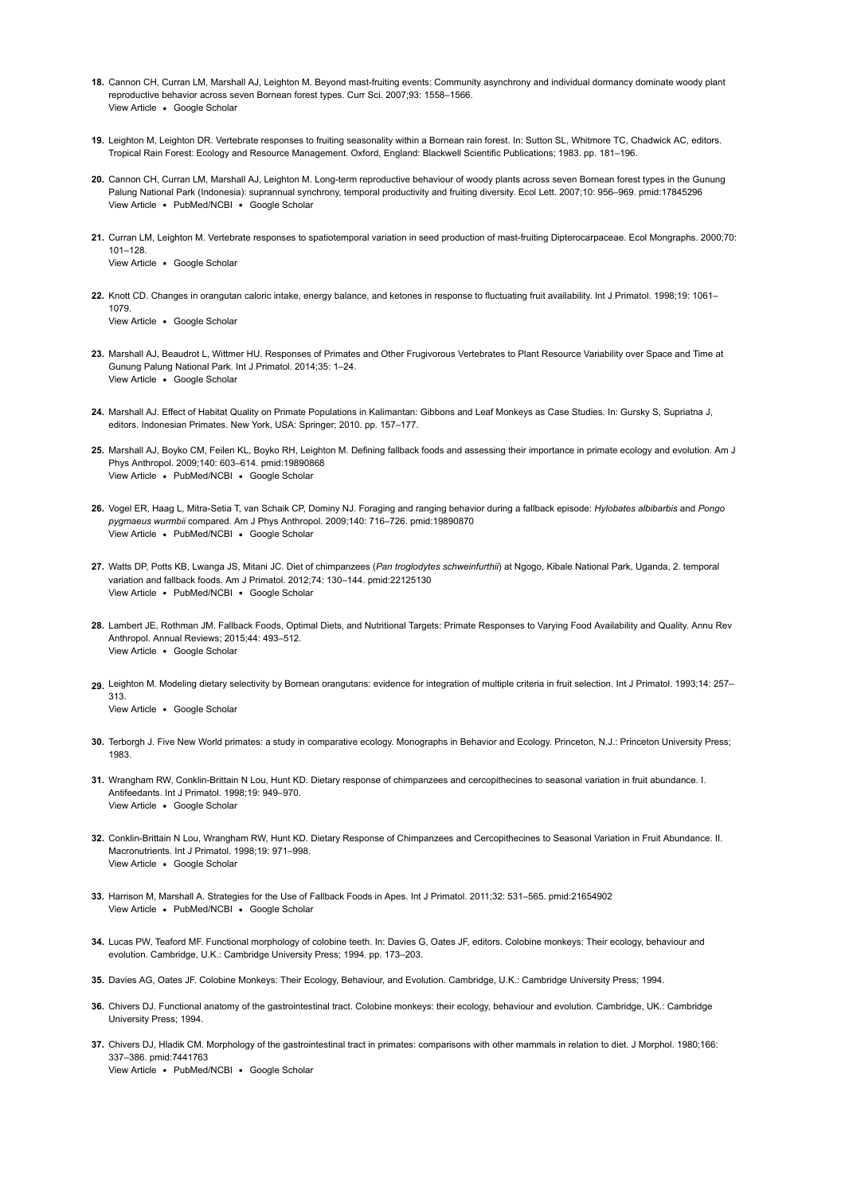18. Cannon CH, Curran LM, Marshall AJ, Leighton M. Beyond mast-fruiting events: Community asynchrony and individual dormancy dominate woody plant reproductive behavior across seven Bornean forest types. Curr Sci. 2007;93: 1558–1566.
View Article • Google Scholar

19. Leighton M, Leighton DR. Vertebrate responses to fruiting seasonality within a Bornean rain forest. In: Sutton SL, Whitmore TC, Chadwick AC, editors. Tropical Rain Forest: Ecology and Resource Management. Oxford, England: Blackwell Scientific Publications; 1983. pp. 181–196.

20. Cannon CH, Curran LM, Marshall AJ, Leighton M. Long-term reproductive behaviour of woody plants across seven Bornean forest types in the Gunung Palung National Park (Indonesia): suprannual synchrony, temporal productivity and fruiting diversity. Ecol Lett. 2007;10: 956–969. pmid:17845296
View Article • PubMed/NCBI • Google Scholar

21. Curran LM, Leighton M. Vertebrate responses to spatiotemporal variation in seed production of mast-fruiting Dipterocarpaceae. Ecol Mongraphs. 2000;70: 101–128.
View Article • Google Scholar

22. Knott CD. Changes in orangutan caloric intake, energy balance, and ketones in response to fluctuating fruit availability. Int J Primatol. 1998;19: 1061–1079.
View Article • Google Scholar

23. Marshall AJ, Beaudrot L, Wittmer HU. Responses of Primates and Other Frugivorous Vertebrates to Plant Resource Variability over Space and Time at Gunung Palung National Park. Int J Primatol. 2014;35: 1–24.
View Article • Google Scholar

24. Marshall AJ. Effect of Habitat Quality on Primate Populations in Kalimantan: Gibbons and Leaf Monkeys as Case Studies. In: Gursky S, Supriatna J, editors. Indonesian Primates. New York, USA: Springer; 2010. pp. 157–177.

25. Marshall AJ, Boyko CM, Feilen KL, Boyko RH, Leighton M. Defining fallback foods and assessing their importance in primate ecology and evolution. Am J Phys Anthropol. 2009;140: 603–614. pmid:19890868
View Article • PubMed/NCBI • Google Scholar

26. Vogel ER, Haag L, Mitra-Setia T, van Schaik CP, Dominy NJ. Foraging and ranging behavior during a fallback episode: *Hylobates albibarbis* and *Pongo pygmaeus wurmbii* compared. Am J Phys Anthropol. 2009;140: 716–726. pmid:19890870
View Article • PubMed/NCBI • Google Scholar

27. Watts DP, Potts KB, Lwanga JS, Mitani JC. Diet of chimpanzees (*Pan troglodytes schweinfurthii*) at Ngogo, Kibale National Park, Uganda, 2. temporal variation and fallback foods. Am J Primatol. 2012;74: 130–144. pmid:22125130
View Article • PubMed/NCBI • Google Scholar

28. Lambert JE, Rothman JM. Fallback Foods, Optimal Diets, and Nutritional Targets: Primate Responses to Varying Food Availability and Quality. Annu Rev Anthropol. Annual Reviews; 2015;44: 493–512.
View Article • Google Scholar

29. Leighton M. Modeling dietary selectivity by Bornean orangutans: evidence for integration of multiple criteria in fruit selection. Int J Primatol. 1993;14: 257–313.
View Article • Google Scholar

30. Terborgh J. Five New World primates: a study in comparative ecology. Monographs in Behavior and Ecology. Princeton, N.J.: Princeton University Press; 1983.

31. Wrangham RW, Conklin-Brittain N Lou, Hunt KD. Dietary response of chimpanzees and cercopithecines to seasonal variation in fruit abundance. I. Antifeedants. Int J Primatol. 1998;19: 949–970.
View Article • Google Scholar

32. Conklin-Brittain N Lou, Wrangham RW, Hunt KD. Dietary Response of Chimpanzees and Cercopithecines to Seasonal Variation in Fruit Abundance. II. Macronutrients. Int J Primatol. 1998;19: 971–998.
View Article • Google Scholar

33. Harrison M, Marshall A. Strategies for the Use of Fallback Foods in Apes. Int J Primatol. 2011;32: 531–565. pmid:21654902
View Article • PubMed/NCBI • Google Scholar

34. Lucas PW, Teaford MF. Functional morphology of colobine teeth. In: Davies G, Oates JF, editors. Colobine monkeys: Their ecology, behaviour and evolution. Cambridge, U.K.: Cambridge University Press; 1994. pp. 173–203.

35. Davies AG, Oates JF. Colobine Monkeys: Their Ecology, Behaviour, and Evolution. Cambridge, U.K.: Cambridge University Press; 1994.

36. Chivers DJ. Functional anatomy of the gastrointestinal tract. Colobine monkeys: their ecology, behaviour and evolution. Cambridge, UK.: Cambridge University Press; 1994.

37. Chivers DJ, Hladik CM. Morphology of the gastrointestinal tract in primates: comparisons with other mammals in relation to diet. J Morphol. 1980;166: 337–386. pmid:7441763
View Article • PubMed/NCBI • Google Scholar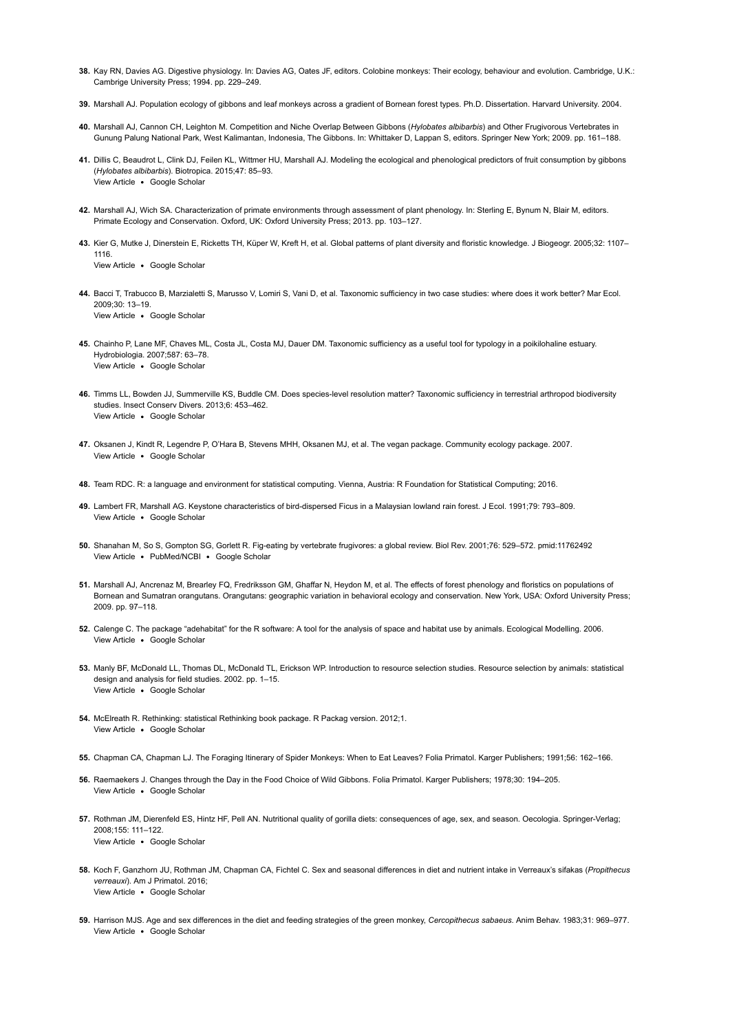38. Kay RN, Davies AG. Digestive physiology. In: Davies AG, Oates JF, editors. Colobine monkeys: Their ecology, behaviour and evolution. Cambridge, U.K.: Cambrige University Press; 1994. pp. 229–249.

39. Marshall AJ. Population ecology of gibbons and leaf monkeys across a gradient of Bornean forest types. Ph.D. Dissertation. Harvard University. 2004.

40. Marshall AJ, Cannon CH, Leighton M. Competition and Niche Overlap Between Gibbons (*Hylobates albibarbis*) and Other Frugivorous Vertebrates in Gunung Palung National Park, West Kalimantan, Indonesia, The Gibbons. In: Whittaker D, Lappan S, editors. Springer New York; 2009. pp. 161–188.

41. Dillis C, Beaudrot L, Clink DJ, Feilen KL, Wittmer HU, Marshall AJ. Modeling the ecological and phenological predictors of fruit consumption by gibbons (*Hylobates albibarbis*). Biotropica. 2015;47: 85–93.
View Article • Google Scholar

42. Marshall AJ, Wich SA. Characterization of primate environments through assessment of plant phenology. In: Sterling E, Bynum N, Blair M, editors. Primate Ecology and Conservation. Oxford, UK: Oxford University Press; 2013. pp. 103–127.

43. Kier G, Mutke J, Dinerstein E, Ricketts TH, Küper W, Kreft H, et al. Global patterns of plant diversity and floristic knowledge. J Biogeogr. 2005;32: 1107–1116.
View Article • Google Scholar

44. Bacci T, Trabucco B, Marzialetti S, Marusso V, Lomiri S, Vani D, et al. Taxonomic sufficiency in two case studies: where does it work better? Mar Ecol. 2009;30: 13–19.
View Article • Google Scholar

45. Chainho P, Lane MF, Chaves ML, Costa JL, Costa MJ, Dauer DM. Taxonomic sufficiency as a useful tool for typology in a poikilohaline estuary. Hydrobiologia. 2007;587: 63–78.
View Article • Google Scholar

46. Timms LL, Bowden JJ, Summerville KS, Buddle CM. Does species-level resolution matter? Taxonomic sufficiency in terrestrial arthropod biodiversity studies. Insect Conserv Divers. 2013;6: 453–462.
View Article • Google Scholar

47. Oksanen J, Kindt R, Legendre P, O'Hara B, Stevens MHH, Oksanen MJ, et al. The vegan package. Community ecology package. 2007.
View Article • Google Scholar

48. Team RDC. R: a language and environment for statistical computing. Vienna, Austria: R Foundation for Statistical Computing; 2016.

49. Lambert FR, Marshall AG. Keystone characteristics of bird-dispersed Ficus in a Malaysian lowland rain forest. J Ecol. 1991;79: 793–809.
View Article • Google Scholar

50. Shanahan M, So S, Gompton SG, Gorlett R. Fig-eating by vertebrate frugivores: a global review. Biol Rev. 2001;76: 529–572. pmid:11762492
View Article • PubMed/NCBI • Google Scholar

51. Marshall AJ, Ancrenaz M, Brearley FQ, Fredriksson GM, Ghaffar N, Heydon M, et al. The effects of forest phenology and floristics on populations of Bornean and Sumatran orangutans. Orangutans: geographic variation in behavioral ecology and conservation. New York, USA: Oxford University Press; 2009. pp. 97–118.

52. Calenge C. The package "adehabitat" for the R software: A tool for the analysis of space and habitat use by animals. Ecological Modelling. 2006.
View Article • Google Scholar

53. Manly BF, McDonald LL, Thomas DL, McDonald TL, Erickson WP. Introduction to resource selection studies. Resource selection by animals: statistical design and analysis for field studies. 2002. pp. 1–15.
View Article • Google Scholar

54. McElreath R. Rethinking: statistical Rethinking book package. R Packag version. 2012;1.
View Article • Google Scholar

55. Chapman CA, Chapman LJ. The Foraging Itinerary of Spider Monkeys: When to Eat Leaves? Folia Primatol. Karger Publishers; 1991;56: 162–166.

56. Raemaekers J. Changes through the Day in the Food Choice of Wild Gibbons. Folia Primatol. Karger Publishers; 1978;30: 194–205.
View Article • Google Scholar

57. Rothman JM, Dierenfeld ES, Hintz HF, Pell AN. Nutritional quality of gorilla diets: consequences of age, sex, and season. Oecologia. Springer-Verlag; 2008;155: 111–122.
View Article • Google Scholar

58. Koch F, Ganzhorn JU, Rothman JM, Chapman CA, Fichtel C. Sex and seasonal differences in diet and nutrient intake in Verreaux's sifakas (*Propithecus verreauxi*). Am J Primatol. 2016;
View Article • Google Scholar

59. Harrison MJS. Age and sex differences in the diet and feeding strategies of the green monkey, *Cercopithecus sabaeus*. Anim Behav. 1983;31: 969–977.
View Article • Google Scholar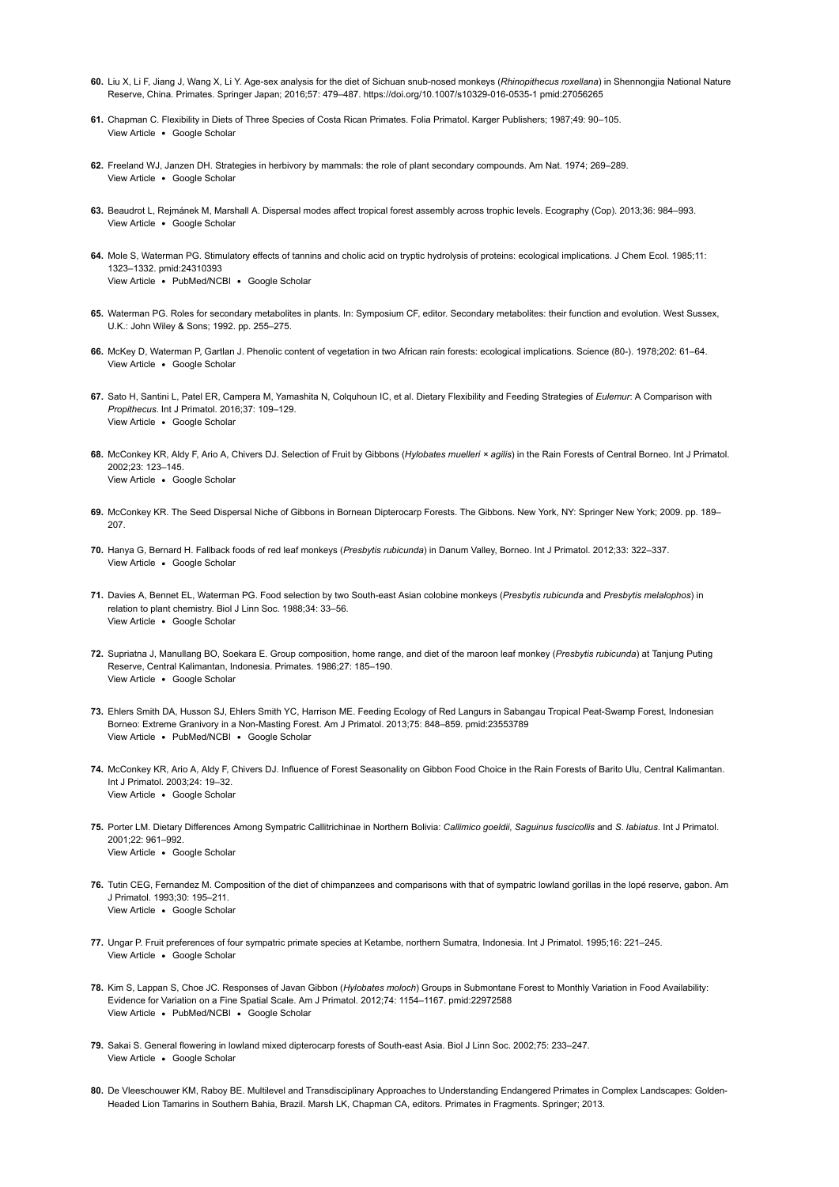60. Liu X, Li F, Jiang J, Wang X, Li Y. Age-sex analysis for the diet of Sichuan snub-nosed monkeys (*Rhinopithecus roxellana*) in Shennongjia National Nature Reserve, China. Primates. Springer Japan; 2016;57: 479–487. https://doi.org/10.1007/s10329-016-0535-1 pmid:27056265

61. Chapman C. Flexibility in Diets of Three Species of Costa Rican Primates. Folia Primatol. Karger Publishers; 1987;49: 90–105.
View Article • Google Scholar

62. Freeland WJ, Janzen DH. Strategies in herbivory by mammals: the role of plant secondary compounds. Am Nat. 1974; 269–289.
View Article • Google Scholar

63. Beaudrot L, Rejmánek M, Marshall A. Dispersal modes affect tropical forest assembly across trophic levels. Ecography (Cop). 2013;36: 984–993.
View Article • Google Scholar

64. Mole S, Waterman PG. Stimulatory effects of tannins and cholic acid on tryptic hydrolysis of proteins: ecological implications. J Chem Ecol. 1985;11: 1323–1332. pmid:24310393
View Article • PubMed/NCBI • Google Scholar

65. Waterman PG. Roles for secondary metabolites in plants. In: Symposium CF, editor. Secondary metabolites: their function and evolution. West Sussex, U.K.: John Wiley & Sons; 1992. pp. 255–275.

66. McKey D, Waterman P, Gartlan J. Phenolic content of vegetation in two African rain forests: ecological implications. Science (80-). 1978;202: 61–64.
View Article • Google Scholar

67. Sato H, Santini L, Patel ER, Campera M, Yamashita N, Colquhoun IC, et al. Dietary Flexibility and Feeding Strategies of *Eulemur*: A Comparison with *Propithecus*. Int J Primatol. 2016;37: 109–129.
View Article • Google Scholar

68. McConkey KR, Aldy F, Ario A, Chivers DJ. Selection of Fruit by Gibbons (*Hylobates muelleri × agilis*) in the Rain Forests of Central Borneo. Int J Primatol. 2002;23: 123–145.
View Article • Google Scholar

69. McConkey KR. The Seed Dispersal Niche of Gibbons in Bornean Dipterocarp Forests. The Gibbons. New York, NY: Springer New York; 2009. pp. 189–207.

70. Hanya G, Bernard H. Fallback foods of red leaf monkeys (*Presbytis rubicunda*) in Danum Valley, Borneo. Int J Primatol. 2012;33: 322–337.
View Article • Google Scholar

71. Davies A, Bennet EL, Waterman PG. Food selection by two South-east Asian colobine monkeys (*Presbytis rubicunda* and *Presbytis melalophos*) in relation to plant chemistry. Biol J Linn Soc. 1988;34: 33–56.
View Article • Google Scholar

72. Supriatna J, Manullang BO, Soekara E. Group composition, home range, and diet of the maroon leaf monkey (*Presbytis rubicunda*) at Tanjung Puting Reserve, Central Kalimantan, Indonesia. Primates. 1986;27: 185–190.
View Article • Google Scholar

73. Ehlers Smith DA, Husson SJ, Ehlers Smith YC, Harrison ME. Feeding Ecology of Red Langurs in Sabangau Tropical Peat-Swamp Forest, Indonesian Borneo: Extreme Granivory in a Non-Masting Forest. Am J Primatol. 2013;75: 848–859. pmid:23553789
View Article • PubMed/NCBI • Google Scholar

74. McConkey KR, Ario A, Aldy F, Chivers DJ. Influence of Forest Seasonality on Gibbon Food Choice in the Rain Forests of Barito Ulu, Central Kalimantan. Int J Primatol. 2003;24: 19–32.
View Article • Google Scholar

75. Porter LM. Dietary Differences Among Sympatric Callitrichinae in Northern Bolivia: *Callimico goeldii*, *Saguinus fuscicollis* and *S. labiatus*. Int J Primatol. 2001;22: 961–992.
View Article • Google Scholar

76. Tutin CEG, Fernandez M. Composition of the diet of chimpanzees and comparisons with that of sympatric lowland gorillas in the lopé reserve, gabon. Am J Primatol. 1993;30: 195–211.
View Article • Google Scholar

77. Ungar P. Fruit preferences of four sympatric primate species at Ketambe, northern Sumatra, Indonesia. Int J Primatol. 1995;16: 221–245.
View Article • Google Scholar

78. Kim S, Lappan S, Choe JC. Responses of Javan Gibbon (*Hylobates moloch*) Groups in Submontane Forest to Monthly Variation in Food Availability: Evidence for Variation on a Fine Spatial Scale. Am J Primatol. 2012;74: 1154–1167. pmid:22972588
View Article • PubMed/NCBI • Google Scholar

79. Sakai S. General flowering in lowland mixed dipterocarp forests of South-east Asia. Biol J Linn Soc. 2002;75: 233–247.
View Article • Google Scholar

80. De Vleeschouwer KM, Raboy BE. Multilevel and Transdisciplinary Approaches to Understanding Endangered Primates in Complex Landscapes: Golden-Headed Lion Tamarins in Southern Bahia, Brazil. Marsh LK, Chapman CA, editors. Primates in Fragments. Springer; 2013.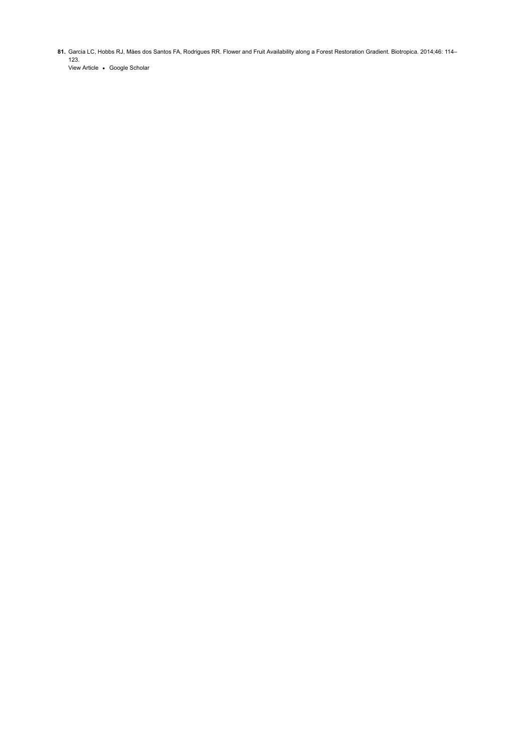81. Garcia LC, Hobbs RJ, Mäes dos Santos FA, Rodrigues RR. Flower and Fruit Availability along a Forest Restoration Gradient. Biotropica. 2014;46: 114–123.
View Article • Google Scholar